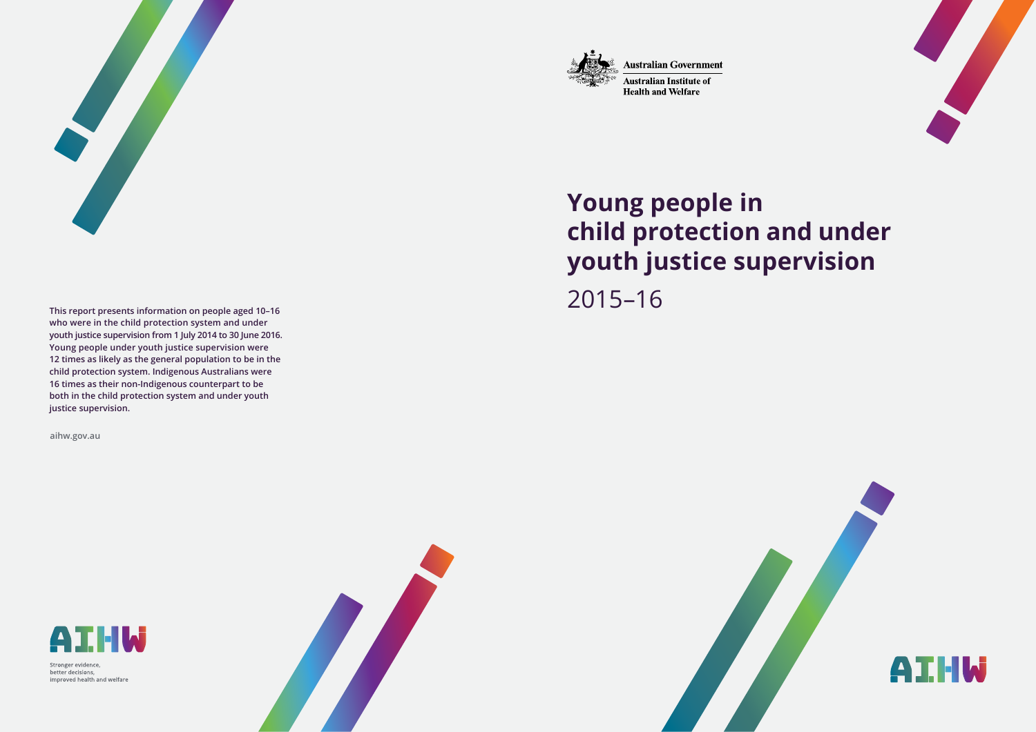Australian Government

Australian Institute of Health and Welfare

# Young people in child protection and under youth justice supervision

## 2015–16

This report presents information on people aged 10–16 who were in the child protection system and under youth justice supervision from 1 July 2014 to 30 June 2016. Young people under youth justice supervision were 12 times as likely as the general population to be in the child protection system. Indigenous Australians were 16 times as their non-Indigenous counterpart to be both in the child protection system and under youth justice supervision.

aihw.gov.au

AIHW

Stronger evidence, better decisions, improved health and welfare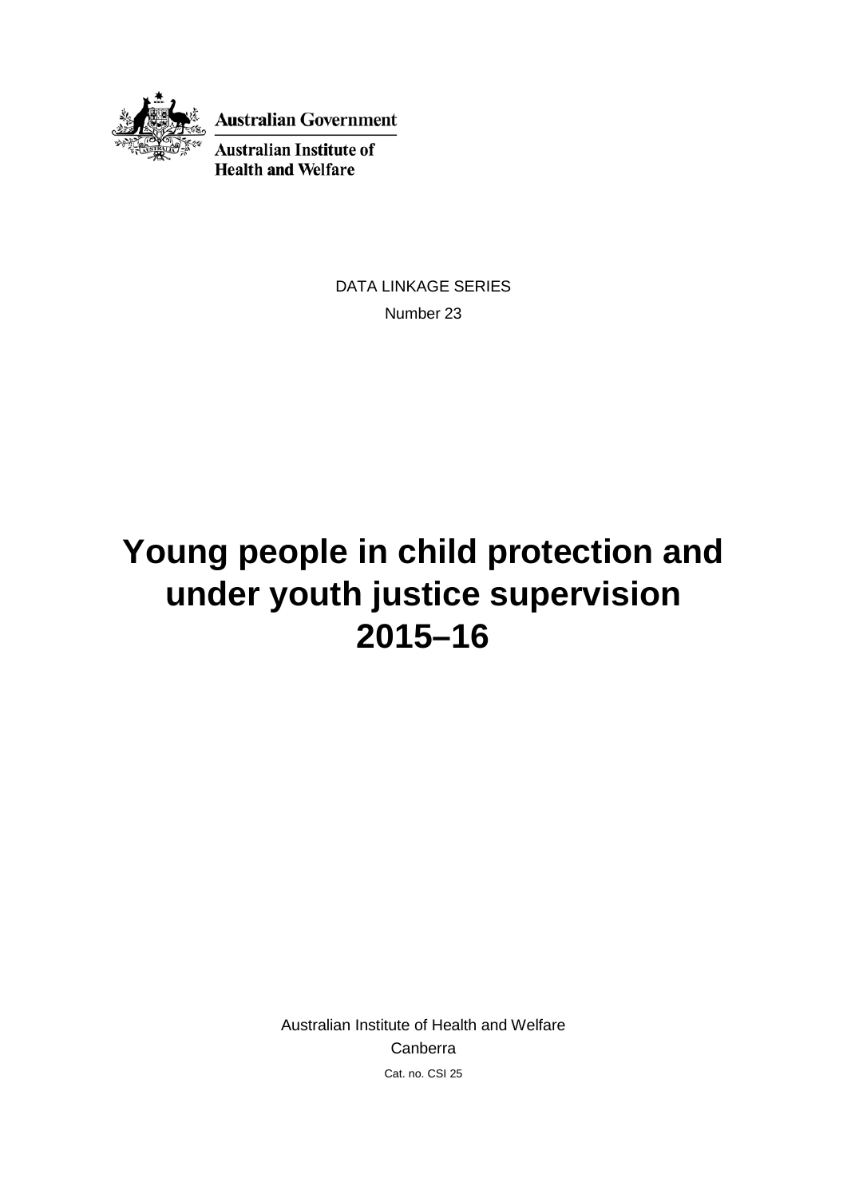Australian Government

Australian Institute of Health and Welfare

DATA LINKAGE SERIES

Number 23

# Young people in child protection and under youth justice supervision 2015–16

Australian Institute of Health and Welfare

Canberra

Cat. no. CSI 25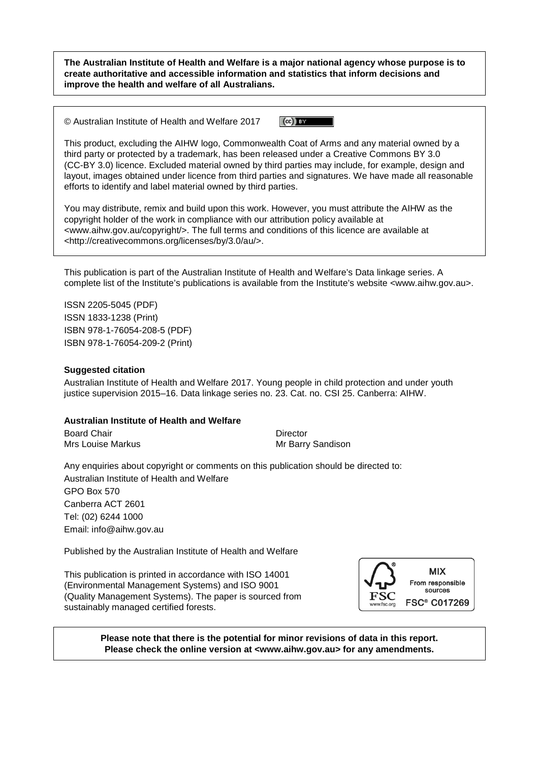**The Australian Institute of Health and Welfare is a major national agency whose purpose is to create authoritative and accessible information and statistics that inform decisions and improve the health and welfare of all Australians.**

© Australian Institute of Health and Welfare 2017

This product, excluding the AIHW logo, Commonwealth Coat of Arms and any material owned by a third party or protected by a trademark, has been released under a Creative Commons BY 3.0 (CC-BY 3.0) licence. Excluded material owned by third parties may include, for example, design and layout, images obtained under licence from third parties and signatures. We have made all reasonable efforts to identify and label material owned by third parties.

You may distribute, remix and build upon this work. However, you must attribute the AIHW as the copyright holder of the work in compliance with our attribution policy available at <www.aihw.gov.au/copyright/>. The full terms and conditions of this licence are available at <http://creativecommons.org/licenses/by/3.0/au/>.

This publication is part of the Australian Institute of Health and Welfare's Data linkage series. A complete list of the Institute's publications is available from the Institute's website <www.aihw.gov.au>.

ISSN 2205-5045 (PDF)
ISSN 1833-1238 (Print)
ISBN 978-1-76054-208-5 (PDF)
ISBN 978-1-76054-209-2 (Print)

**Suggested citation**

Australian Institute of Health and Welfare 2017. Young people in child protection and under youth justice supervision 2015–16. Data linkage series no. 23. Cat. no. CSI 25. Canberra: AIHW.

**Australian Institute of Health and Welfare**

Board Chair
Mrs Louise Markus

Director
Mr Barry Sandison

Any enquiries about copyright or comments on this publication should be directed to:
Australian Institute of Health and Welfare
GPO Box 570
Canberra ACT 2601
Tel: (02) 6244 1000
Email: info@aihw.gov.au

Published by the Australian Institute of Health and Welfare

This publication is printed in accordance with ISO 14001 (Environmental Management Systems) and ISO 9001 (Quality Management Systems). The paper is sourced from sustainably managed certified forests.

MIX
From responsible sources
FSC® C017269

**Please note that there is the potential for minor revisions of data in this report. Please check the online version at <www.aihw.gov.au> for any amendments.**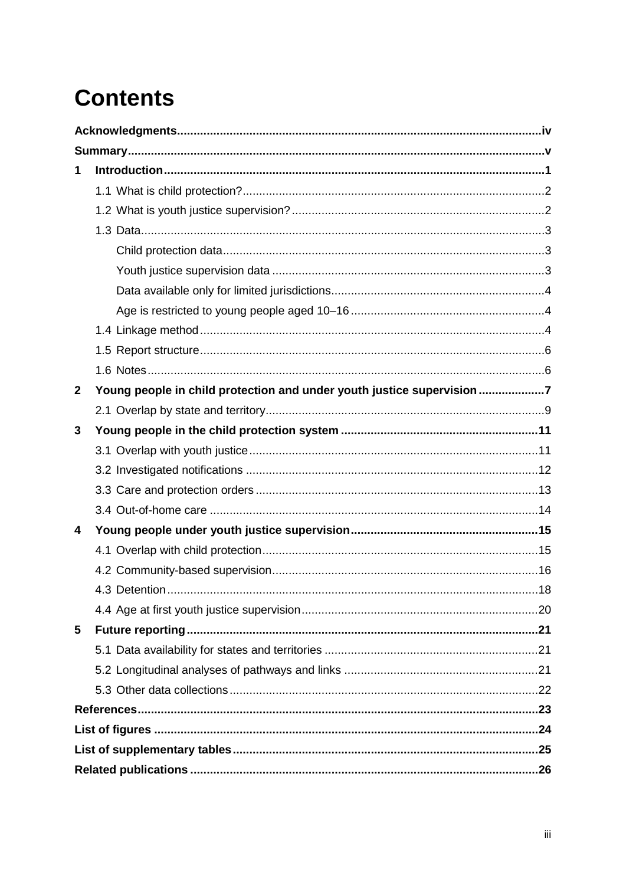# Contents

**Acknowledgments** .... iv

**Summary** .... v

**1 Introduction** .... 1

- 1.1 What is child protection? .... 2
- 1.2 What is youth justice supervision? .... 2
- 1.3 Data .... 3
  - Child protection data .... 3
  - Youth justice supervision data .... 3
  - Data available only for limited jurisdictions .... 4
  - Age is restricted to young people aged 10–16 .... 4
- 1.4 Linkage method .... 4
- 1.5 Report structure .... 6
- 1.6 Notes .... 6

**2 Young people in child protection and under youth justice supervision** .... 7

- 2.1 Overlap by state and territory .... 9

**3 Young people in the child protection system** .... 11

- 3.1 Overlap with youth justice .... 11
- 3.2 Investigated notifications .... 12
- 3.3 Care and protection orders .... 13
- 3.4 Out-of-home care .... 14

**4 Young people under youth justice supervision** .... 15

- 4.1 Overlap with child protection .... 15
- 4.2 Community-based supervision .... 16
- 4.3 Detention .... 18
- 4.4 Age at first youth justice supervision .... 20

**5 Future reporting** .... 21

- 5.1 Data availability for states and territories .... 21
- 5.2 Longitudinal analyses of pathways and links .... 21
- 5.3 Other data collections .... 22

**References** .... 23

**List of figures** .... 24

**List of supplementary tables** .... 25

**Related publications** .... 26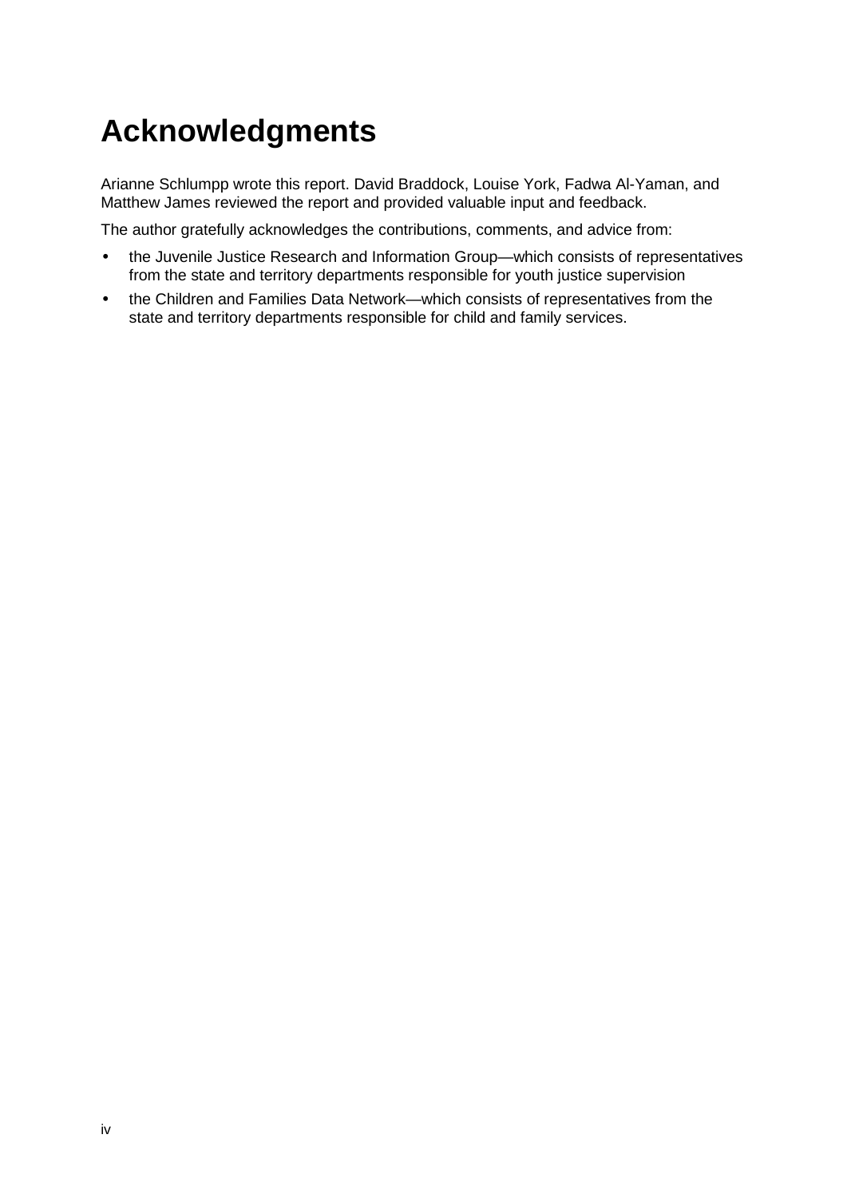# Acknowledgments

Arianne Schlumpp wrote this report. David Braddock, Louise York, Fadwa Al-Yaman, and Matthew James reviewed the report and provided valuable input and feedback.

The author gratefully acknowledges the contributions, comments, and advice from:

- the Juvenile Justice Research and Information Group—which consists of representatives from the state and territory departments responsible for youth justice supervision
- the Children and Families Data Network—which consists of representatives from the state and territory departments responsible for child and family services.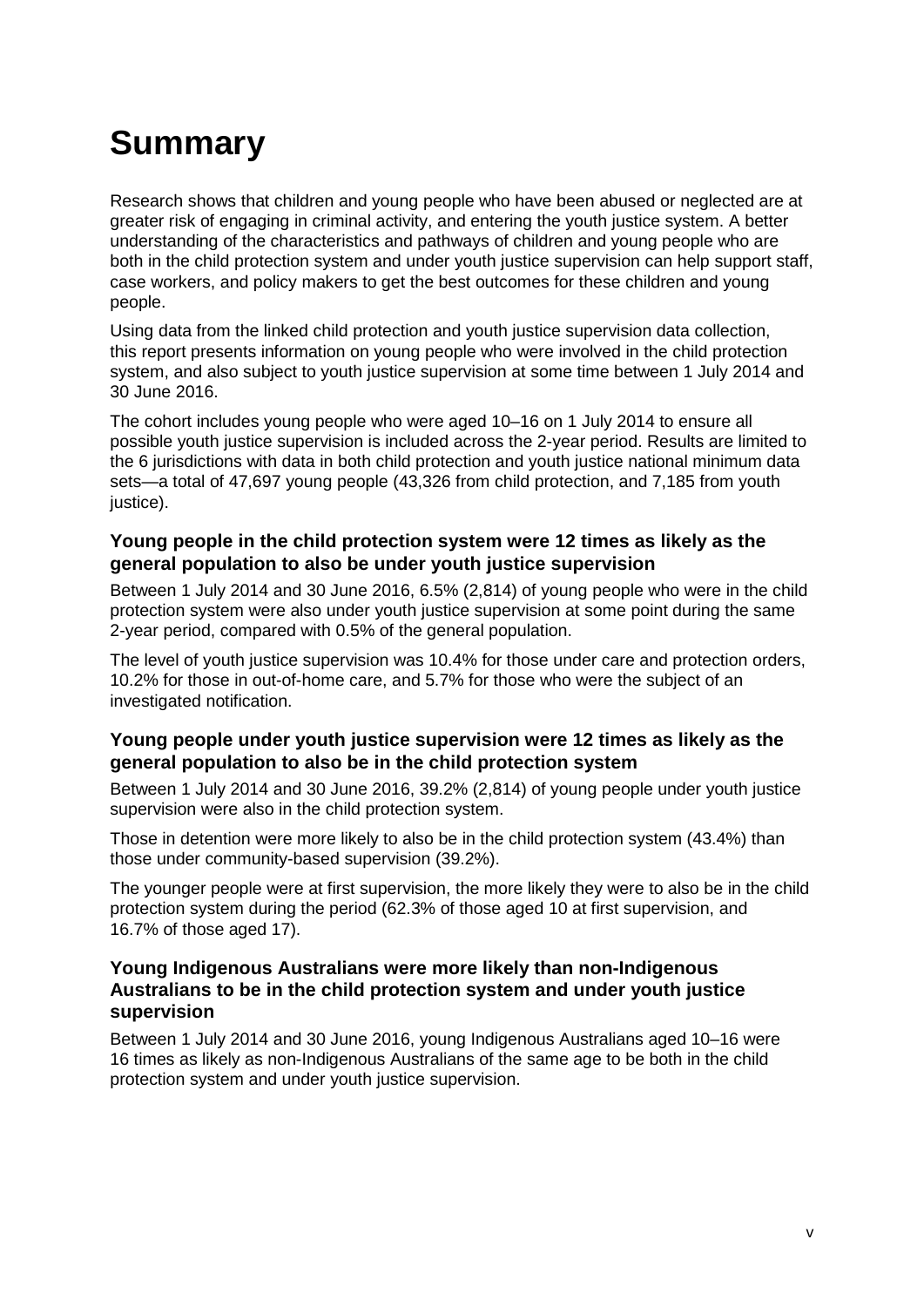# Summary

Research shows that children and young people who have been abused or neglected are at greater risk of engaging in criminal activity, and entering the youth justice system. A better understanding of the characteristics and pathways of children and young people who are both in the child protection system and under youth justice supervision can help support staff, case workers, and policy makers to get the best outcomes for these children and young people.

Using data from the linked child protection and youth justice supervision data collection, this report presents information on young people who were involved in the child protection system, and also subject to youth justice supervision at some time between 1 July 2014 and 30 June 2016.

The cohort includes young people who were aged 10–16 on 1 July 2014 to ensure all possible youth justice supervision is included across the 2-year period. Results are limited to the 6 jurisdictions with data in both child protection and youth justice national minimum data sets—a total of 47,697 young people (43,326 from child protection, and 7,185 from youth justice).

### Young people in the child protection system were 12 times as likely as the general population to also be under youth justice supervision

Between 1 July 2014 and 30 June 2016, 6.5% (2,814) of young people who were in the child protection system were also under youth justice supervision at some point during the same 2-year period, compared with 0.5% of the general population.

The level of youth justice supervision was 10.4% for those under care and protection orders, 10.2% for those in out-of-home care, and 5.7% for those who were the subject of an investigated notification.

### Young people under youth justice supervision were 12 times as likely as the general population to also be in the child protection system

Between 1 July 2014 and 30 June 2016, 39.2% (2,814) of young people under youth justice supervision were also in the child protection system.

Those in detention were more likely to also be in the child protection system (43.4%) than those under community-based supervision (39.2%).

The younger people were at first supervision, the more likely they were to also be in the child protection system during the period (62.3% of those aged 10 at first supervision, and 16.7% of those aged 17).

### Young Indigenous Australians were more likely than non-Indigenous Australians to be in the child protection system and under youth justice supervision

Between 1 July 2014 and 30 June 2016, young Indigenous Australians aged 10–16 were 16 times as likely as non-Indigenous Australians of the same age to be both in the child protection system and under youth justice supervision.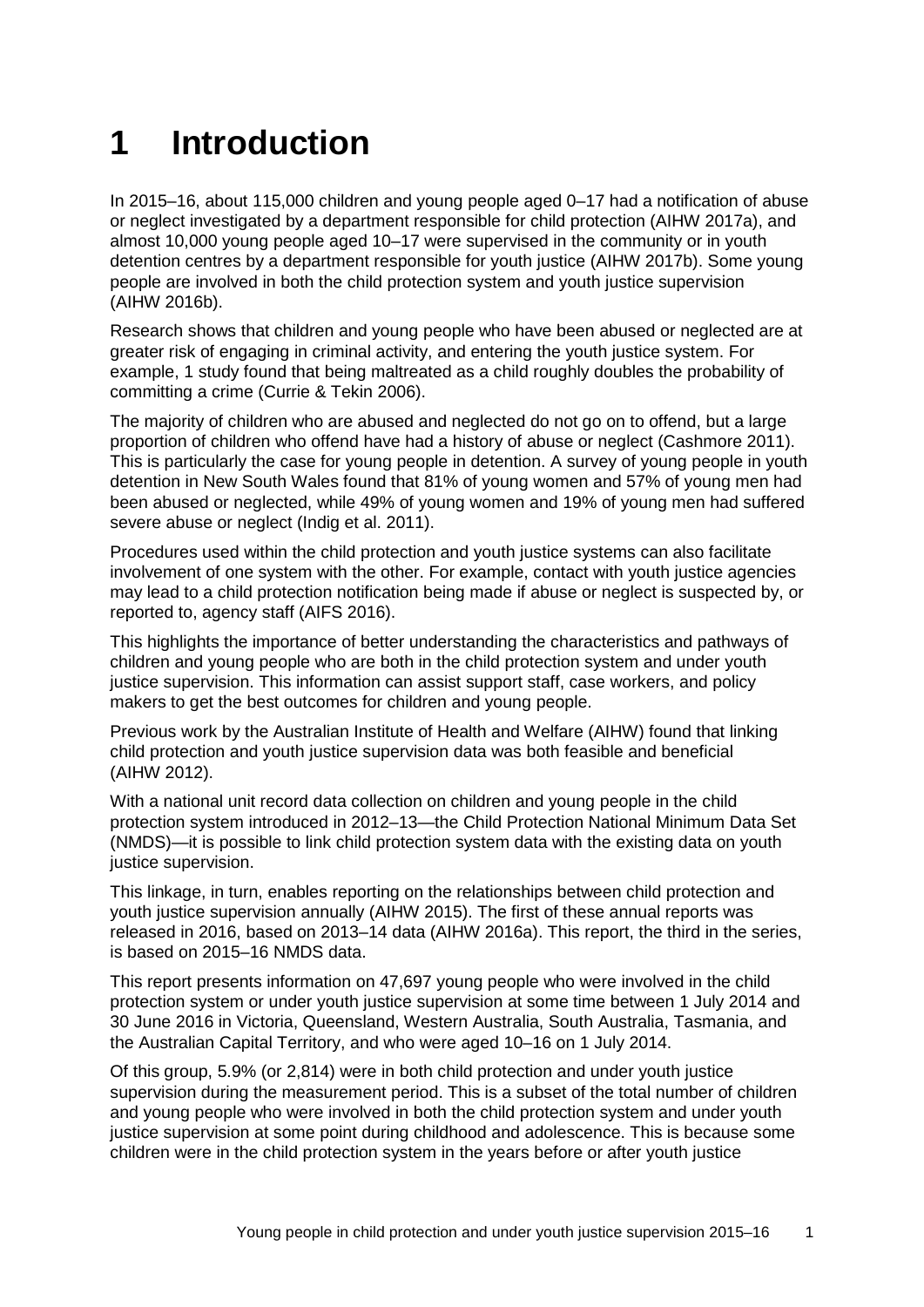# 1 Introduction

In 2015–16, about 115,000 children and young people aged 0–17 had a notification of abuse or neglect investigated by a department responsible for child protection (AIHW 2017a), and almost 10,000 young people aged 10–17 were supervised in the community or in youth detention centres by a department responsible for youth justice (AIHW 2017b). Some young people are involved in both the child protection system and youth justice supervision (AIHW 2016b).

Research shows that children and young people who have been abused or neglected are at greater risk of engaging in criminal activity, and entering the youth justice system. For example, 1 study found that being maltreated as a child roughly doubles the probability of committing a crime (Currie & Tekin 2006).

The majority of children who are abused and neglected do not go on to offend, but a large proportion of children who offend have had a history of abuse or neglect (Cashmore 2011). This is particularly the case for young people in detention. A survey of young people in youth detention in New South Wales found that 81% of young women and 57% of young men had been abused or neglected, while 49% of young women and 19% of young men had suffered severe abuse or neglect (Indig et al. 2011).

Procedures used within the child protection and youth justice systems can also facilitate involvement of one system with the other. For example, contact with youth justice agencies may lead to a child protection notification being made if abuse or neglect is suspected by, or reported to, agency staff (AIFS 2016).

This highlights the importance of better understanding the characteristics and pathways of children and young people who are both in the child protection system and under youth justice supervision. This information can assist support staff, case workers, and policy makers to get the best outcomes for children and young people.

Previous work by the Australian Institute of Health and Welfare (AIHW) found that linking child protection and youth justice supervision data was both feasible and beneficial (AIHW 2012).

With a national unit record data collection on children and young people in the child protection system introduced in 2012–13—the Child Protection National Minimum Data Set (NMDS)—it is possible to link child protection system data with the existing data on youth justice supervision.

This linkage, in turn, enables reporting on the relationships between child protection and youth justice supervision annually (AIHW 2015). The first of these annual reports was released in 2016, based on 2013–14 data (AIHW 2016a). This report, the third in the series, is based on 2015–16 NMDS data.

This report presents information on 47,697 young people who were involved in the child protection system or under youth justice supervision at some time between 1 July 2014 and 30 June 2016 in Victoria, Queensland, Western Australia, South Australia, Tasmania, and the Australian Capital Territory, and who were aged 10–16 on 1 July 2014.

Of this group, 5.9% (or 2,814) were in both child protection and under youth justice supervision during the measurement period. This is a subset of the total number of children and young people who were involved in both the child protection system and under youth justice supervision at some point during childhood and adolescence. This is because some children were in the child protection system in the years before or after youth justice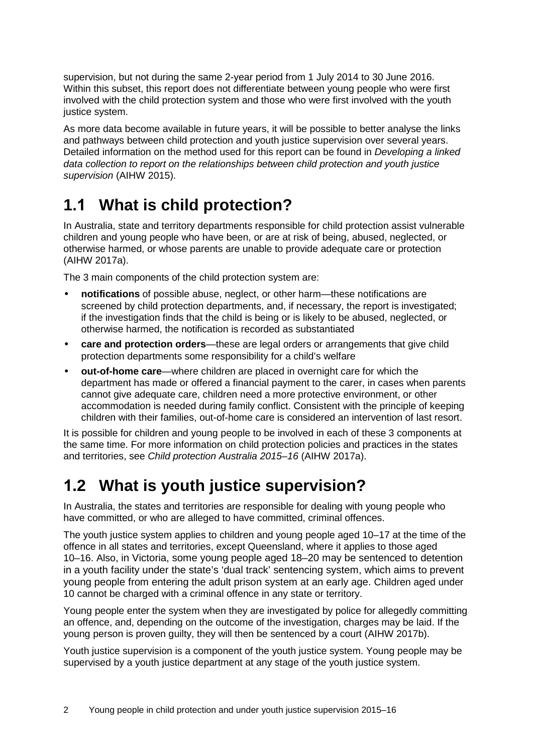supervision, but not during the same 2-year period from 1 July 2014 to 30 June 2016. Within this subset, this report does not differentiate between young people who were first involved with the child protection system and those who were first involved with the youth justice system.

As more data become available in future years, it will be possible to better analyse the links and pathways between child protection and youth justice supervision over several years. Detailed information on the method used for this report can be found in *Developing a linked data collection to report on the relationships between child protection and youth justice supervision* (AIHW 2015).

## 1.1 What is child protection?

In Australia, state and territory departments responsible for child protection assist vulnerable children and young people who have been, or are at risk of being, abused, neglected, or otherwise harmed, or whose parents are unable to provide adequate care or protection (AIHW 2017a).

The 3 main components of the child protection system are:

- **notifications** of possible abuse, neglect, or other harm—these notifications are screened by child protection departments, and, if necessary, the report is investigated; if the investigation finds that the child is being or is likely to be abused, neglected, or otherwise harmed, the notification is recorded as substantiated
- **care and protection orders**—these are legal orders or arrangements that give child protection departments some responsibility for a child's welfare
- **out-of-home care**—where children are placed in overnight care for which the department has made or offered a financial payment to the carer, in cases when parents cannot give adequate care, children need a more protective environment, or other accommodation is needed during family conflict. Consistent with the principle of keeping children with their families, out-of-home care is considered an intervention of last resort.

It is possible for children and young people to be involved in each of these 3 components at the same time. For more information on child protection policies and practices in the states and territories, see *Child protection Australia 2015–16* (AIHW 2017a).

## 1.2 What is youth justice supervision?

In Australia, the states and territories are responsible for dealing with young people who have committed, or who are alleged to have committed, criminal offences.

The youth justice system applies to children and young people aged 10–17 at the time of the offence in all states and territories, except Queensland, where it applies to those aged 10–16. Also, in Victoria, some young people aged 18–20 may be sentenced to detention in a youth facility under the state's 'dual track' sentencing system, which aims to prevent young people from entering the adult prison system at an early age. Children aged under 10 cannot be charged with a criminal offence in any state or territory.

Young people enter the system when they are investigated by police for allegedly committing an offence, and, depending on the outcome of the investigation, charges may be laid. If the young person is proven guilty, they will then be sentenced by a court (AIHW 2017b).

Youth justice supervision is a component of the youth justice system. Young people may be supervised by a youth justice department at any stage of the youth justice system.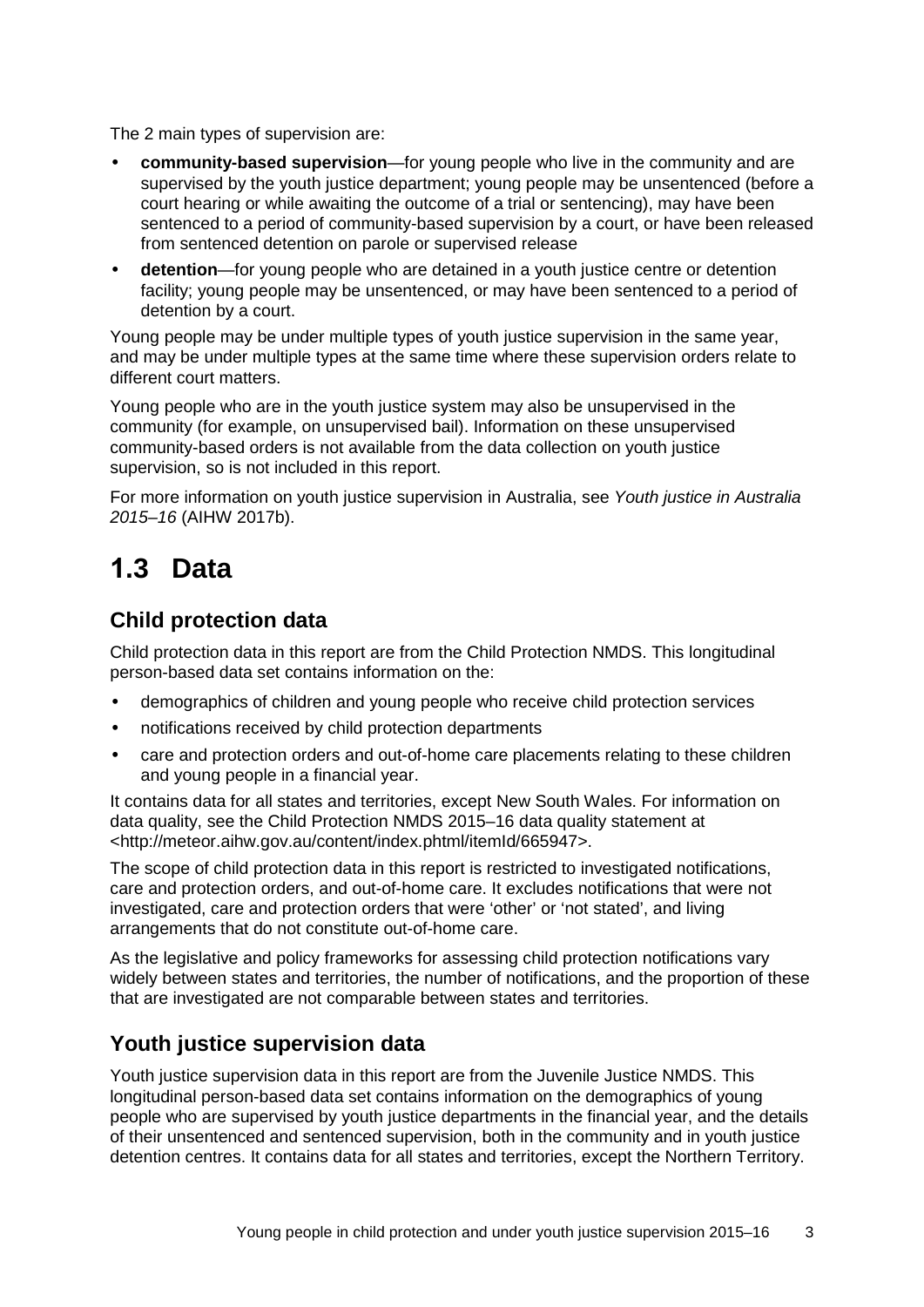The 2 main types of supervision are:

- **community-based supervision**—for young people who live in the community and are supervised by the youth justice department; young people may be unsentenced (before a court hearing or while awaiting the outcome of a trial or sentencing), may have been sentenced to a period of community-based supervision by a court, or have been released from sentenced detention on parole or supervised release
- **detention**—for young people who are detained in a youth justice centre or detention facility; young people may be unsentenced, or may have been sentenced to a period of detention by a court.

Young people may be under multiple types of youth justice supervision in the same year, and may be under multiple types at the same time where these supervision orders relate to different court matters.

Young people who are in the youth justice system may also be unsupervised in the community (for example, on unsupervised bail). Information on these unsupervised community-based orders is not available from the data collection on youth justice supervision, so is not included in this report.

For more information on youth justice supervision in Australia, see *Youth justice in Australia 2015–16* (AIHW 2017b).

# 1.3 Data

## Child protection data

Child protection data in this report are from the Child Protection NMDS. This longitudinal person-based data set contains information on the:

- demographics of children and young people who receive child protection services
- notifications received by child protection departments
- care and protection orders and out-of-home care placements relating to these children and young people in a financial year.

It contains data for all states and territories, except New South Wales. For information on data quality, see the Child Protection NMDS 2015–16 data quality statement at <http://meteor.aihw.gov.au/content/index.phtml/itemId/665947>.

The scope of child protection data in this report is restricted to investigated notifications, care and protection orders, and out-of-home care. It excludes notifications that were not investigated, care and protection orders that were 'other' or 'not stated', and living arrangements that do not constitute out-of-home care.

As the legislative and policy frameworks for assessing child protection notifications vary widely between states and territories, the number of notifications, and the proportion of these that are investigated are not comparable between states and territories.

## Youth justice supervision data

Youth justice supervision data in this report are from the Juvenile Justice NMDS. This longitudinal person-based data set contains information on the demographics of young people who are supervised by youth justice departments in the financial year, and the details of their unsentenced and sentenced supervision, both in the community and in youth justice detention centres. It contains data for all states and territories, except the Northern Territory.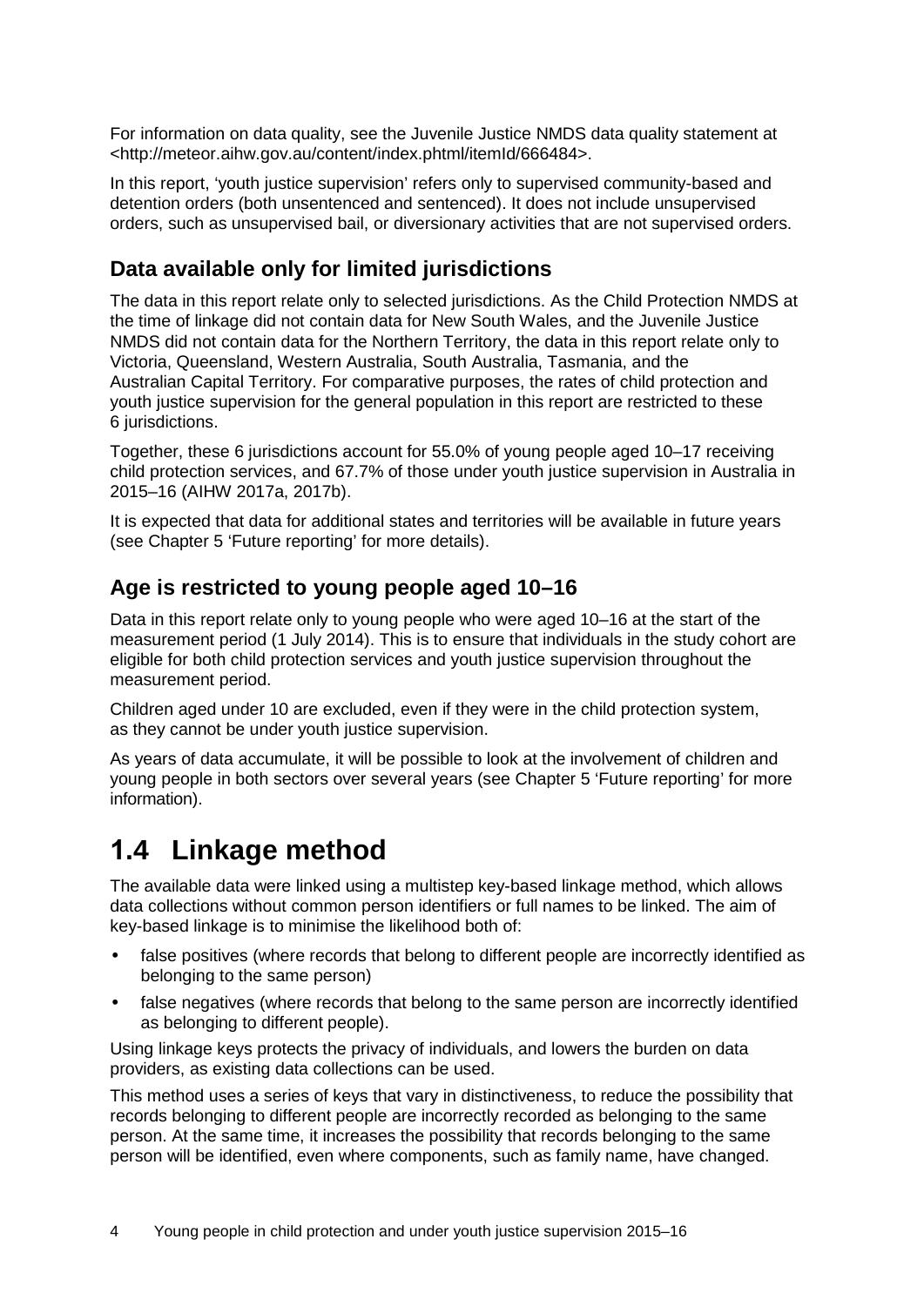For information on data quality, see the Juvenile Justice NMDS data quality statement at <http://meteor.aihw.gov.au/content/index.phtml/itemId/666484>.

In this report, 'youth justice supervision' refers only to supervised community-based and detention orders (both unsentenced and sentenced). It does not include unsupervised orders, such as unsupervised bail, or diversionary activities that are not supervised orders.

### Data available only for limited jurisdictions

The data in this report relate only to selected jurisdictions. As the Child Protection NMDS at the time of linkage did not contain data for New South Wales, and the Juvenile Justice NMDS did not contain data for the Northern Territory, the data in this report relate only to Victoria, Queensland, Western Australia, South Australia, Tasmania, and the Australian Capital Territory. For comparative purposes, the rates of child protection and youth justice supervision for the general population in this report are restricted to these 6 jurisdictions.

Together, these 6 jurisdictions account for 55.0% of young people aged 10–17 receiving child protection services, and 67.7% of those under youth justice supervision in Australia in 2015–16 (AIHW 2017a, 2017b).

It is expected that data for additional states and territories will be available in future years (see Chapter 5 'Future reporting' for more details).

### Age is restricted to young people aged 10–16

Data in this report relate only to young people who were aged 10–16 at the start of the measurement period (1 July 2014). This is to ensure that individuals in the study cohort are eligible for both child protection services and youth justice supervision throughout the measurement period.

Children aged under 10 are excluded, even if they were in the child protection system, as they cannot be under youth justice supervision.

As years of data accumulate, it will be possible to look at the involvement of children and young people in both sectors over several years (see Chapter 5 'Future reporting' for more information).

## 1.4 Linkage method

The available data were linked using a multistep key-based linkage method, which allows data collections without common person identifiers or full names to be linked. The aim of key-based linkage is to minimise the likelihood both of:

- false positives (where records that belong to different people are incorrectly identified as belonging to the same person)
- false negatives (where records that belong to the same person are incorrectly identified as belonging to different people).

Using linkage keys protects the privacy of individuals, and lowers the burden on data providers, as existing data collections can be used.

This method uses a series of keys that vary in distinctiveness, to reduce the possibility that records belonging to different people are incorrectly recorded as belonging to the same person. At the same time, it increases the possibility that records belonging to the same person will be identified, even where components, such as family name, have changed.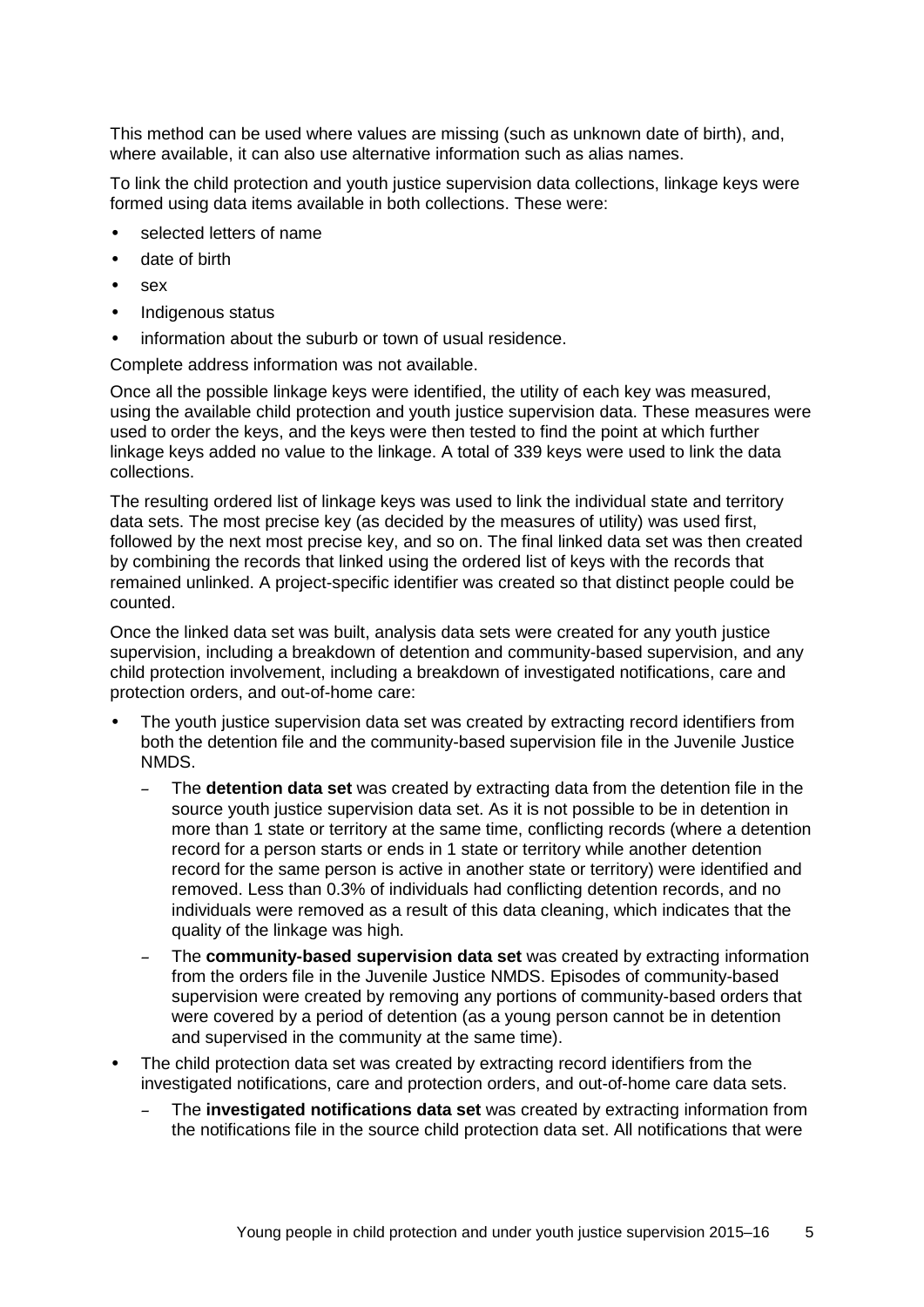This method can be used where values are missing (such as unknown date of birth), and, where available, it can also use alternative information such as alias names.

To link the child protection and youth justice supervision data collections, linkage keys were formed using data items available in both collections. These were:

- selected letters of name
- date of birth
- sex
- Indigenous status
- information about the suburb or town of usual residence.

Complete address information was not available.

Once all the possible linkage keys were identified, the utility of each key was measured, using the available child protection and youth justice supervision data. These measures were used to order the keys, and the keys were then tested to find the point at which further linkage keys added no value to the linkage. A total of 339 keys were used to link the data collections.

The resulting ordered list of linkage keys was used to link the individual state and territory data sets. The most precise key (as decided by the measures of utility) was used first, followed by the next most precise key, and so on. The final linked data set was then created by combining the records that linked using the ordered list of keys with the records that remained unlinked. A project-specific identifier was created so that distinct people could be counted.

Once the linked data set was built, analysis data sets were created for any youth justice supervision, including a breakdown of detention and community-based supervision, and any child protection involvement, including a breakdown of investigated notifications, care and protection orders, and out-of-home care:

- The youth justice supervision data set was created by extracting record identifiers from both the detention file and the community-based supervision file in the Juvenile Justice NMDS.
  - The **detention data set** was created by extracting data from the detention file in the source youth justice supervision data set. As it is not possible to be in detention in more than 1 state or territory at the same time, conflicting records (where a detention record for a person starts or ends in 1 state or territory while another detention record for the same person is active in another state or territory) were identified and removed. Less than 0.3% of individuals had conflicting detention records, and no individuals were removed as a result of this data cleaning, which indicates that the quality of the linkage was high.
  - The **community-based supervision data set** was created by extracting information from the orders file in the Juvenile Justice NMDS. Episodes of community-based supervision were created by removing any portions of community-based orders that were covered by a period of detention (as a young person cannot be in detention and supervised in the community at the same time).
- The child protection data set was created by extracting record identifiers from the investigated notifications, care and protection orders, and out-of-home care data sets.
  - The **investigated notifications data set** was created by extracting information from the notifications file in the source child protection data set. All notifications that were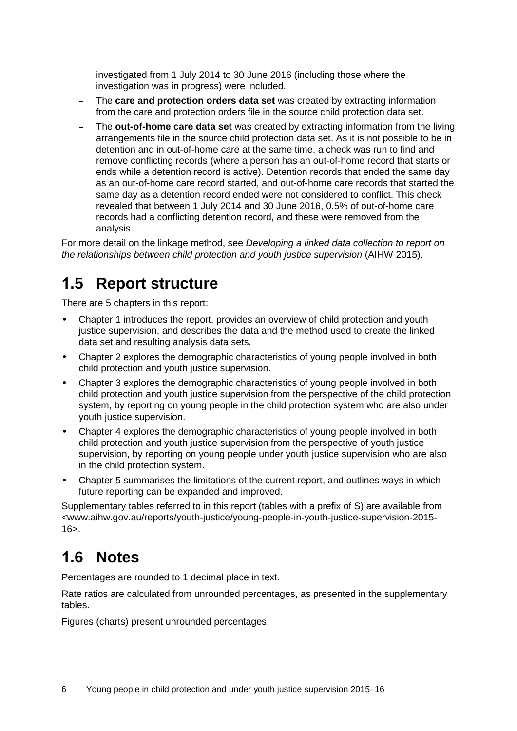investigated from 1 July 2014 to 30 June 2016 (including those where the investigation was in progress) were included.

- The **care and protection orders data set** was created by extracting information from the care and protection orders file in the source child protection data set.
- The **out-of-home care data set** was created by extracting information from the living arrangements file in the source child protection data set. As it is not possible to be in detention and in out-of-home care at the same time, a check was run to find and remove conflicting records (where a person has an out-of-home record that starts or ends while a detention record is active). Detention records that ended the same day as an out-of-home care record started, and out-of-home care records that started the same day as a detention record ended were not considered to conflict. This check revealed that between 1 July 2014 and 30 June 2016, 0.5% of out-of-home care records had a conflicting detention record, and these were removed from the analysis.

For more detail on the linkage method, see *Developing a linked data collection to report on the relationships between child protection and youth justice supervision* (AIHW 2015).

# 1.5 Report structure

There are 5 chapters in this report:

- Chapter 1 introduces the report, provides an overview of child protection and youth justice supervision, and describes the data and the method used to create the linked data set and resulting analysis data sets.
- Chapter 2 explores the demographic characteristics of young people involved in both child protection and youth justice supervision.
- Chapter 3 explores the demographic characteristics of young people involved in both child protection and youth justice supervision from the perspective of the child protection system, by reporting on young people in the child protection system who are also under youth justice supervision.
- Chapter 4 explores the demographic characteristics of young people involved in both child protection and youth justice supervision from the perspective of youth justice supervision, by reporting on young people under youth justice supervision who are also in the child protection system.
- Chapter 5 summarises the limitations of the current report, and outlines ways in which future reporting can be expanded and improved.

Supplementary tables referred to in this report (tables with a prefix of S) are available from <www.aihw.gov.au/reports/youth-justice/young-people-in-youth-justice-supervision-2015-16>.

# 1.6 Notes

Percentages are rounded to 1 decimal place in text.

Rate ratios are calculated from unrounded percentages, as presented in the supplementary tables.

Figures (charts) present unrounded percentages.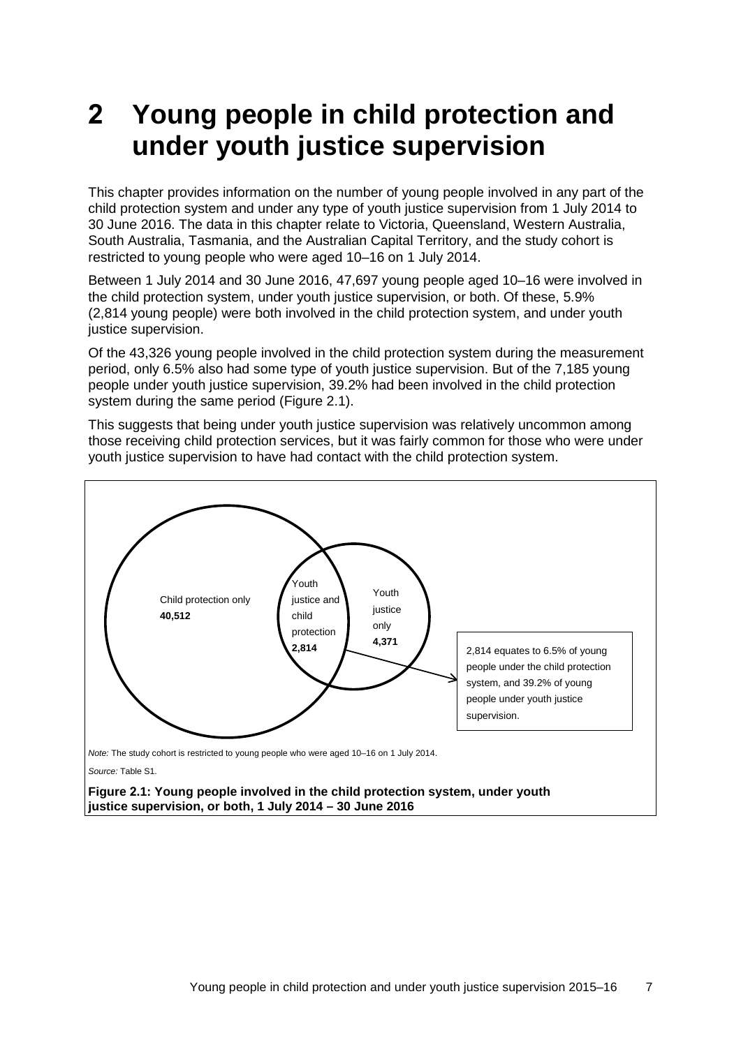# 2 Young people in child protection and under youth justice supervision

This chapter provides information on the number of young people involved in any part of the child protection system and under any type of youth justice supervision from 1 July 2014 to 30 June 2016. The data in this chapter relate to Victoria, Queensland, Western Australia, South Australia, Tasmania, and the Australian Capital Territory, and the study cohort is restricted to young people who were aged 10–16 on 1 July 2014.

Between 1 July 2014 and 30 June 2016, 47,697 young people aged 10–16 were involved in the child protection system, under youth justice supervision, or both. Of these, 5.9% (2,814 young people) were both involved in the child protection system, and under youth justice supervision.

Of the 43,326 young people involved in the child protection system during the measurement period, only 6.5% also had some type of youth justice supervision. But of the 7,185 young people under youth justice supervision, 39.2% had been involved in the child protection system during the same period (Figure 2.1).

This suggests that being under youth justice supervision was relatively uncommon among those receiving child protection services, but it was fairly common for those who were under youth justice supervision to have had contact with the child protection system.

Child protection only **40,512**

Youth justice and child protection **2,814**

Youth justice only **4,371**

2,814 equates to 6.5% of young people under the child protection system, and 39.2% of young people under youth justice supervision.

*Note:* The study cohort is restricted to young people who were aged 10–16 on 1 July 2014.

*Source:* Table S1.

**Figure 2.1: Young people involved in the child protection system, under youth justice supervision, or both, 1 July 2014 – 30 June 2016**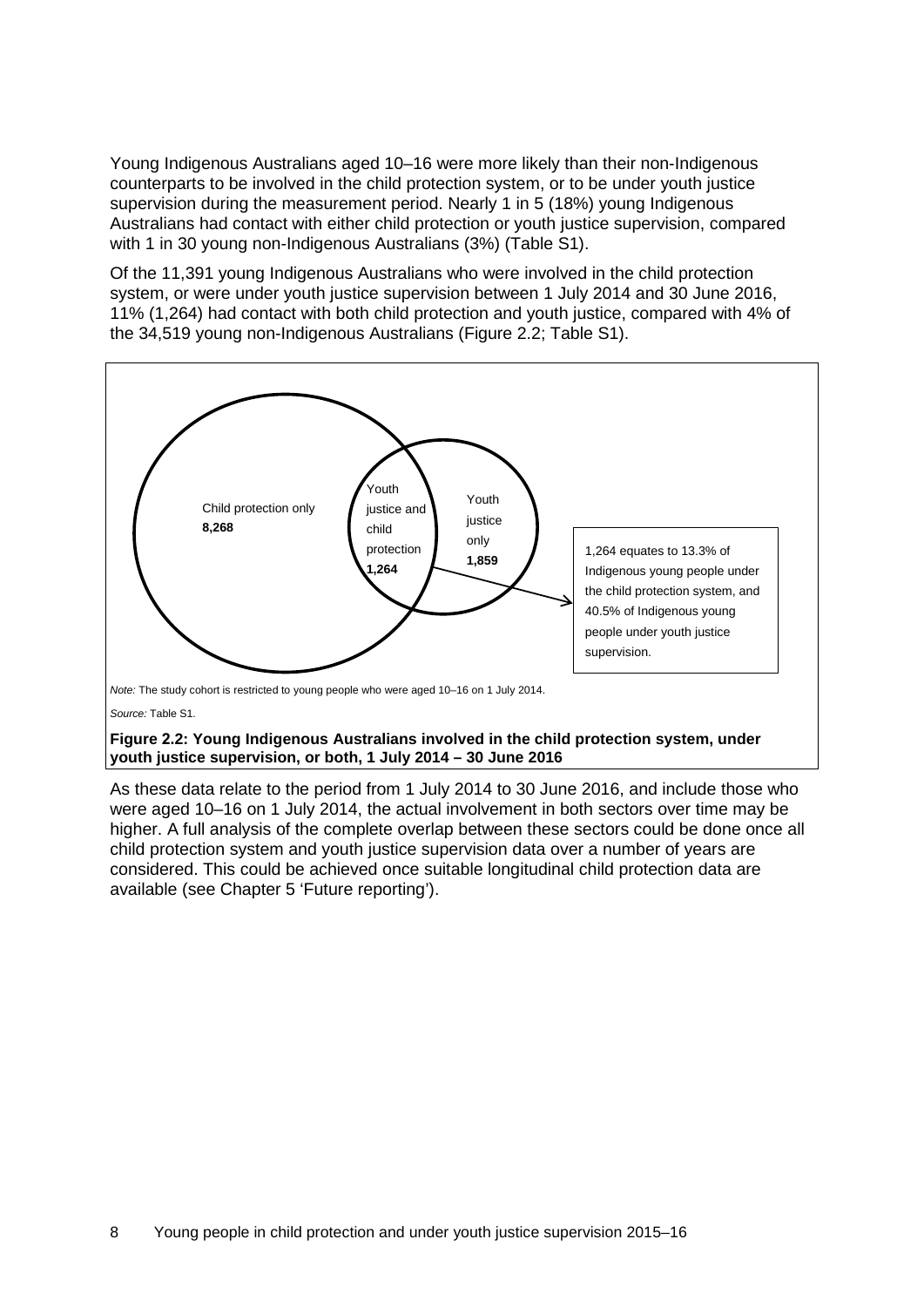Young Indigenous Australians aged 10–16 were more likely than their non-Indigenous counterparts to be involved in the child protection system, or to be under youth justice supervision during the measurement period. Nearly 1 in 5 (18%) young Indigenous Australians had contact with either child protection or youth justice supervision, compared with 1 in 30 young non-Indigenous Australians (3%) (Table S1).

Of the 11,391 young Indigenous Australians who were involved in the child protection system, or were under youth justice supervision between 1 July 2014 and 30 June 2016, 11% (1,264) had contact with both child protection and youth justice, compared with 4% of the 34,519 young non-Indigenous Australians (Figure 2.2; Table S1).

Child protection only **8,268**

Youth justice and child protection **1,264**

Youth justice only **1,859**

1,264 equates to 13.3% of Indigenous young people under the child protection system, and 40.5% of Indigenous young people under youth justice supervision.

*Note:* The study cohort is restricted to young people who were aged 10–16 on 1 July 2014.

*Source:* Table S1.

**Figure 2.2: Young Indigenous Australians involved in the child protection system, under youth justice supervision, or both, 1 July 2014 – 30 June 2016**

As these data relate to the period from 1 July 2014 to 30 June 2016, and include those who were aged 10–16 on 1 July 2014, the actual involvement in both sectors over time may be higher. A full analysis of the complete overlap between these sectors could be done once all child protection system and youth justice supervision data over a number of years are considered. This could be achieved once suitable longitudinal child protection data are available (see Chapter 5 'Future reporting').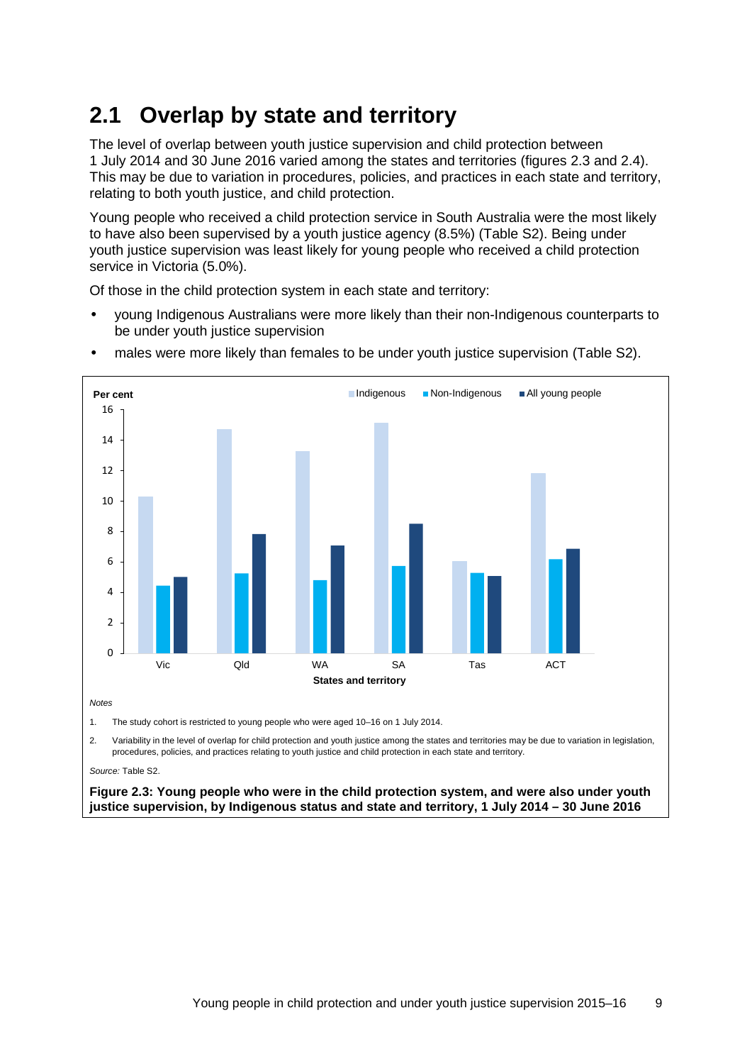## 2.1 Overlap by state and territory

The level of overlap between youth justice supervision and child protection between 1 July 2014 and 30 June 2016 varied among the states and territories (figures 2.3 and 2.4). This may be due to variation in procedures, policies, and practices in each state and territory, relating to both youth justice, and child protection.

Young people who received a child protection service in South Australia were the most likely to have also been supervised by a youth justice agency (8.5%) (Table S2). Being under youth justice supervision was least likely for young people who received a child protection service in Victoria (5.0%).

Of those in the child protection system in each state and territory:

- young Indigenous Australians were more likely than their non-Indigenous counterparts to be under youth justice supervision
- males were more likely than females to be under youth justice supervision (Table S2).

*Notes*

1. The study cohort is restricted to young people who were aged 10–16 on 1 July 2014.
2. Variability in the level of overlap for child protection and youth justice among the states and territories may be due to variation in legislation, procedures, policies, and practices relating to youth justice and child protection in each state and territory.

*Source:* Table S2.

**Figure 2.3: Young people who were in the child protection system, and were also under youth justice supervision, by Indigenous status and state and territory, 1 July 2014 – 30 June 2016**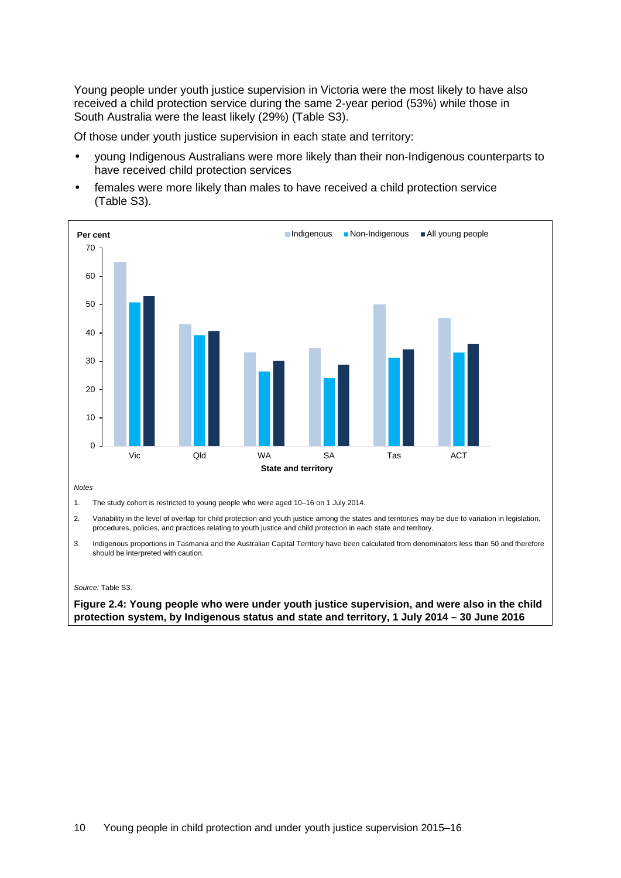Young people under youth justice supervision in Victoria were the most likely to have also received a child protection service during the same 2-year period (53%) while those in South Australia were the least likely (29%) (Table S3).

Of those under youth justice supervision in each state and territory:

- young Indigenous Australians were more likely than their non-Indigenous counterparts to have received child protection services
- females were more likely than males to have received a child protection service (Table S3).

*Notes*

1. The study cohort is restricted to young people who were aged 10–16 on 1 July 2014.
2. Variability in the level of overlap for child protection and youth justice among the states and territories may be due to variation in legislation, procedures, policies, and practices relating to youth justice and child protection in each state and territory.
3. Indigenous proportions in Tasmania and the Australian Capital Territory have been calculated from denominators less than 50 and therefore should be interpreted with caution.

*Source:* Table S3.

**Figure 2.4: Young people who were under youth justice supervision, and were also in the child protection system, by Indigenous status and state and territory, 1 July 2014 – 30 June 2016**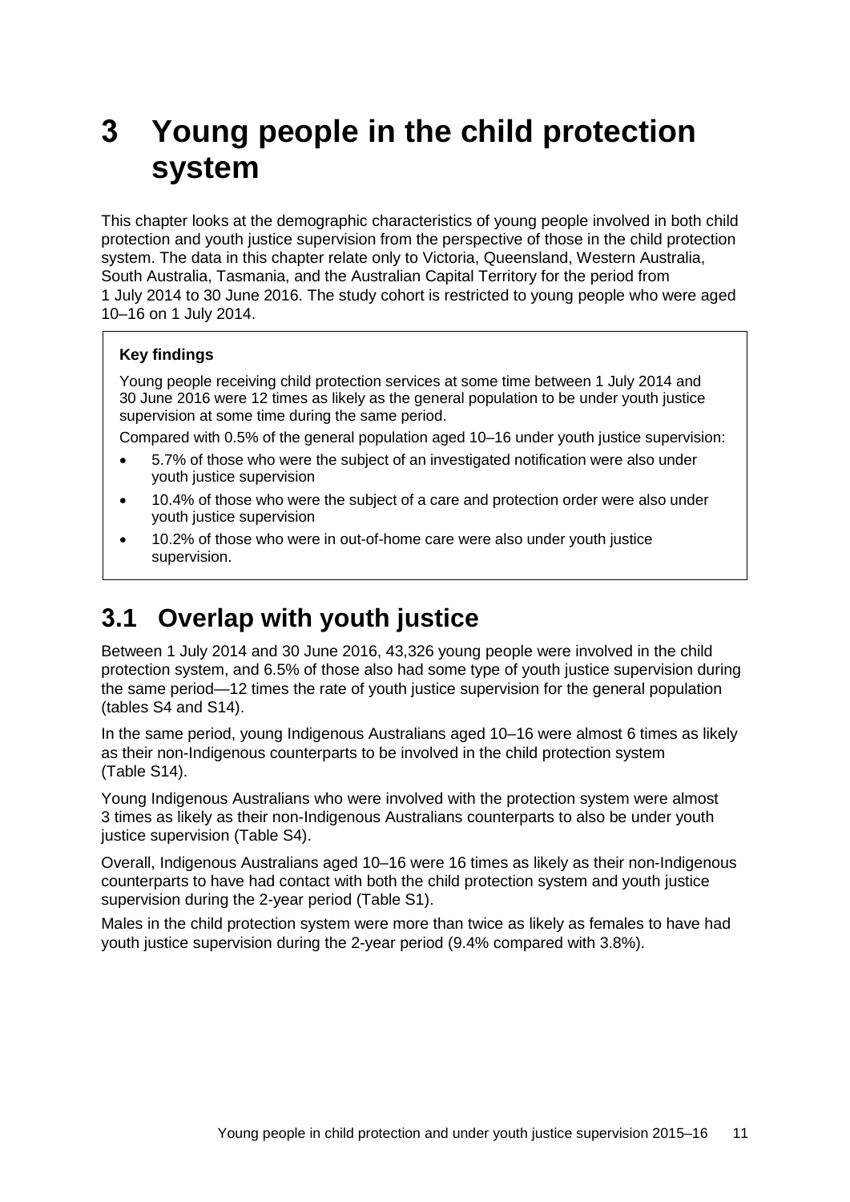# 3 Young people in the child protection system

This chapter looks at the demographic characteristics of young people involved in both child protection and youth justice supervision from the perspective of those in the child protection system. The data in this chapter relate only to Victoria, Queensland, Western Australia, South Australia, Tasmania, and the Australian Capital Territory for the period from 1 July 2014 to 30 June 2016. The study cohort is restricted to young people who were aged 10–16 on 1 July 2014.

> **Key findings**
>
> Young people receiving child protection services at some time between 1 July 2014 and 30 June 2016 were 12 times as likely as the general population to be under youth justice supervision at some time during the same period.
>
> Compared with 0.5% of the general population aged 10–16 under youth justice supervision:
>
> - 5.7% of those who were the subject of an investigated notification were also under youth justice supervision
> - 10.4% of those who were the subject of a care and protection order were also under youth justice supervision
> - 10.2% of those who were in out-of-home care were also under youth justice supervision.

## 3.1 Overlap with youth justice

Between 1 July 2014 and 30 June 2016, 43,326 young people were involved in the child protection system, and 6.5% of those also had some type of youth justice supervision during the same period—12 times the rate of youth justice supervision for the general population (tables S4 and S14).

In the same period, young Indigenous Australians aged 10–16 were almost 6 times as likely as their non-Indigenous counterparts to be involved in the child protection system (Table S14).

Young Indigenous Australians who were involved with the protection system were almost 3 times as likely as their non-Indigenous Australians counterparts to also be under youth justice supervision (Table S4).

Overall, Indigenous Australians aged 10–16 were 16 times as likely as their non-Indigenous counterparts to have had contact with both the child protection system and youth justice supervision during the 2-year period (Table S1).

Males in the child protection system were more than twice as likely as females to have had youth justice supervision during the 2-year period (9.4% compared with 3.8%).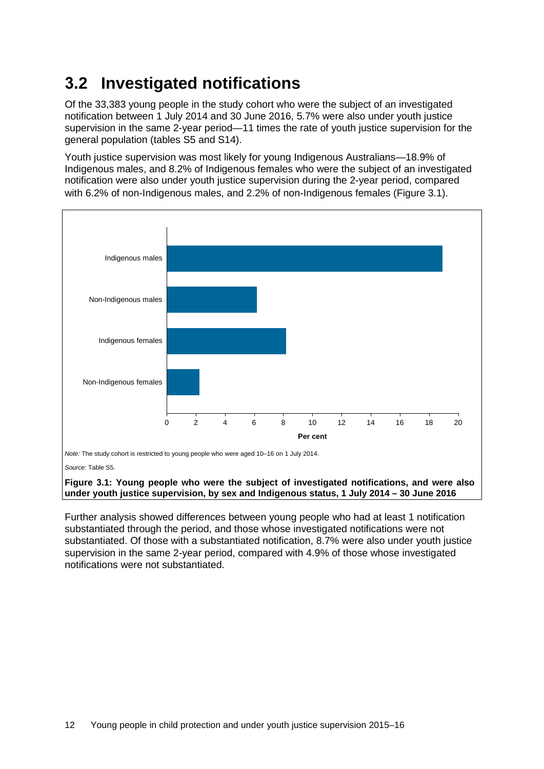## 3.2 Investigated notifications

Of the 33,383 young people in the study cohort who were the subject of an investigated notification between 1 July 2014 and 30 June 2016, 5.7% were also under youth justice supervision in the same 2-year period—11 times the rate of youth justice supervision for the general population (tables S5 and S14).

Youth justice supervision was most likely for young Indigenous Australians—18.9% of Indigenous males, and 8.2% of Indigenous females who were the subject of an investigated notification were also under youth justice supervision during the 2-year period, compared with 6.2% of non-Indigenous males, and 2.2% of non-Indigenous females (Figure 3.1).

*Note:* The study cohort is restricted to young people who were aged 10–16 on 1 July 2014.

*Source:* Table S5.

**Figure 3.1: Young people who were the subject of investigated notifications, and were also under youth justice supervision, by sex and Indigenous status, 1 July 2014 – 30 June 2016**

Further analysis showed differences between young people who had at least 1 notification substantiated through the period, and those whose investigated notifications were not substantiated. Of those with a substantiated notification, 8.7% were also under youth justice supervision in the same 2-year period, compared with 4.9% of those whose investigated notifications were not substantiated.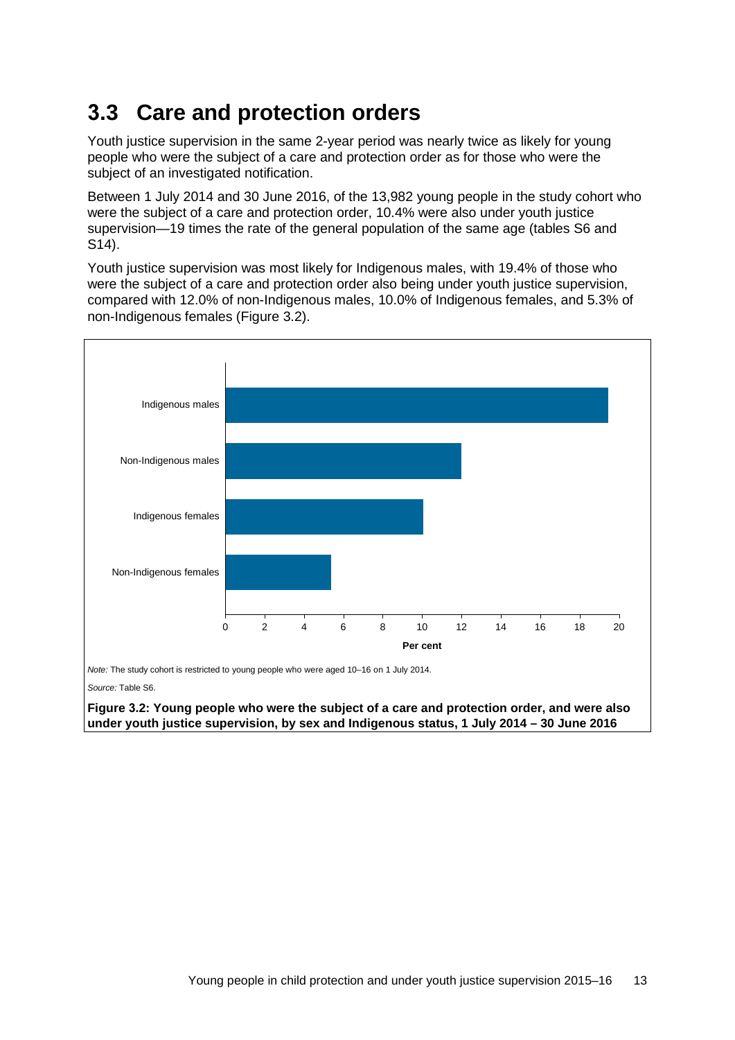## 3.3 Care and protection orders

Youth justice supervision in the same 2-year period was nearly twice as likely for young people who were the subject of a care and protection order as for those who were the subject of an investigated notification.

Between 1 July 2014 and 30 June 2016, of the 13,982 young people in the study cohort who were the subject of a care and protection order, 10.4% were also under youth justice supervision—19 times the rate of the general population of the same age (tables S6 and S14).

Youth justice supervision was most likely for Indigenous males, with 19.4% of those who were the subject of a care and protection order also being under youth justice supervision, compared with 12.0% of non-Indigenous males, 10.0% of Indigenous females, and 5.3% of non-Indigenous females (Figure 3.2).

*Note:* The study cohort is restricted to young people who were aged 10–16 on 1 July 2014.

*Source:* Table S6.

**Figure 3.2: Young people who were the subject of a care and protection order, and were also under youth justice supervision, by sex and Indigenous status, 1 July 2014 – 30 June 2016**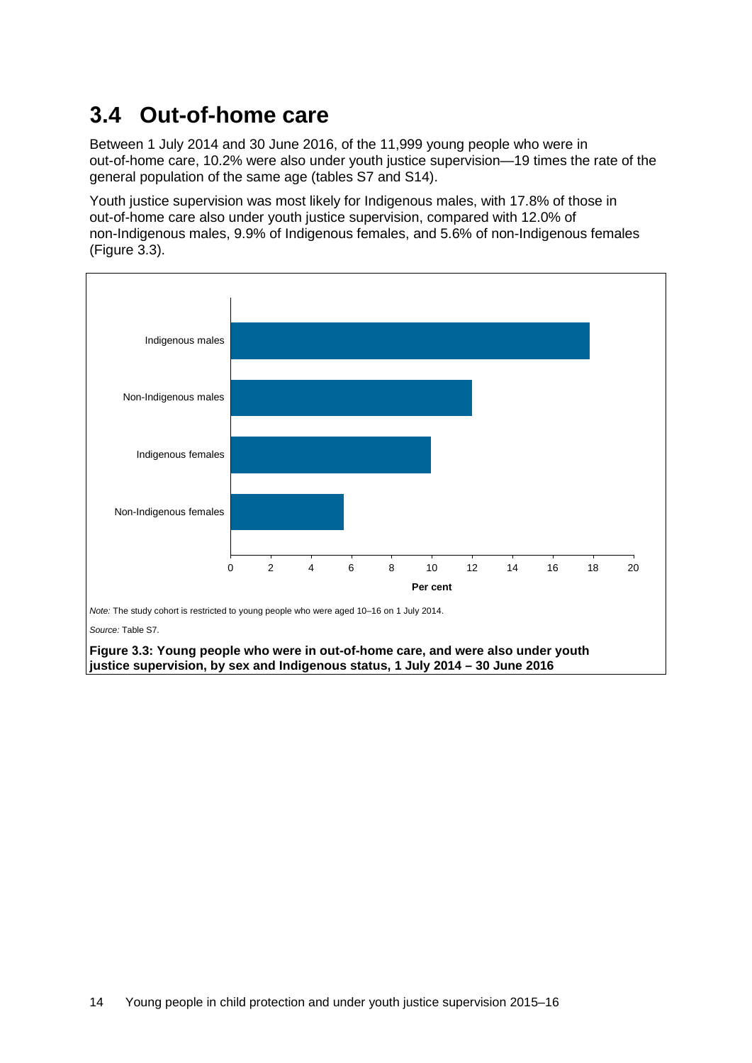## 3.4 Out-of-home care

Between 1 July 2014 and 30 June 2016, of the 11,999 young people who were in out-of-home care, 10.2% were also under youth justice supervision—19 times the rate of the general population of the same age (tables S7 and S14).

Youth justice supervision was most likely for Indigenous males, with 17.8% of those in out-of-home care also under youth justice supervision, compared with 12.0% of non-Indigenous males, 9.9% of Indigenous females, and 5.6% of non-Indigenous females (Figure 3.3).

*Note:* The study cohort is restricted to young people who were aged 10–16 on 1 July 2014.

*Source:* Table S7.

**Figure 3.3: Young people who were in out-of-home care, and were also under youth justice supervision, by sex and Indigenous status, 1 July 2014 – 30 June 2016**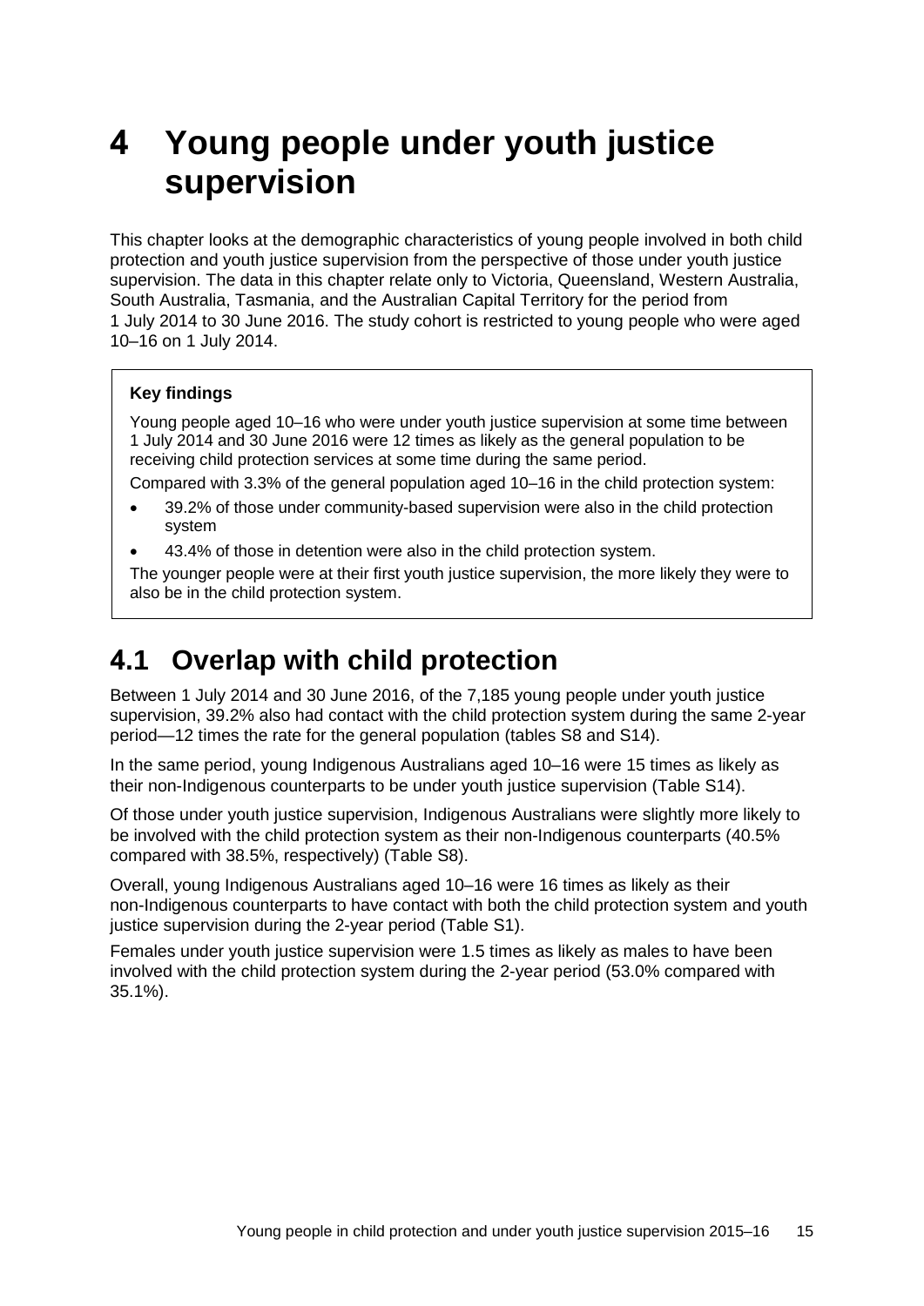# 4 Young people under youth justice supervision

This chapter looks at the demographic characteristics of young people involved in both child protection and youth justice supervision from the perspective of those under youth justice supervision. The data in this chapter relate only to Victoria, Queensland, Western Australia, South Australia, Tasmania, and the Australian Capital Territory for the period from 1 July 2014 to 30 June 2016. The study cohort is restricted to young people who were aged 10–16 on 1 July 2014.

**Key findings**

Young people aged 10–16 who were under youth justice supervision at some time between 1 July 2014 and 30 June 2016 were 12 times as likely as the general population to be receiving child protection services at some time during the same period.

Compared with 3.3% of the general population aged 10–16 in the child protection system:

- 39.2% of those under community-based supervision were also in the child protection system
- 43.4% of those in detention were also in the child protection system.

The younger people were at their first youth justice supervision, the more likely they were to also be in the child protection system.

## 4.1 Overlap with child protection

Between 1 July 2014 and 30 June 2016, of the 7,185 young people under youth justice supervision, 39.2% also had contact with the child protection system during the same 2-year period—12 times the rate for the general population (tables S8 and S14).

In the same period, young Indigenous Australians aged 10–16 were 15 times as likely as their non-Indigenous counterparts to be under youth justice supervision (Table S14).

Of those under youth justice supervision, Indigenous Australians were slightly more likely to be involved with the child protection system as their non-Indigenous counterparts (40.5% compared with 38.5%, respectively) (Table S8).

Overall, young Indigenous Australians aged 10–16 were 16 times as likely as their non-Indigenous counterparts to have contact with both the child protection system and youth justice supervision during the 2-year period (Table S1).

Females under youth justice supervision were 1.5 times as likely as males to have been involved with the child protection system during the 2-year period (53.0% compared with 35.1%).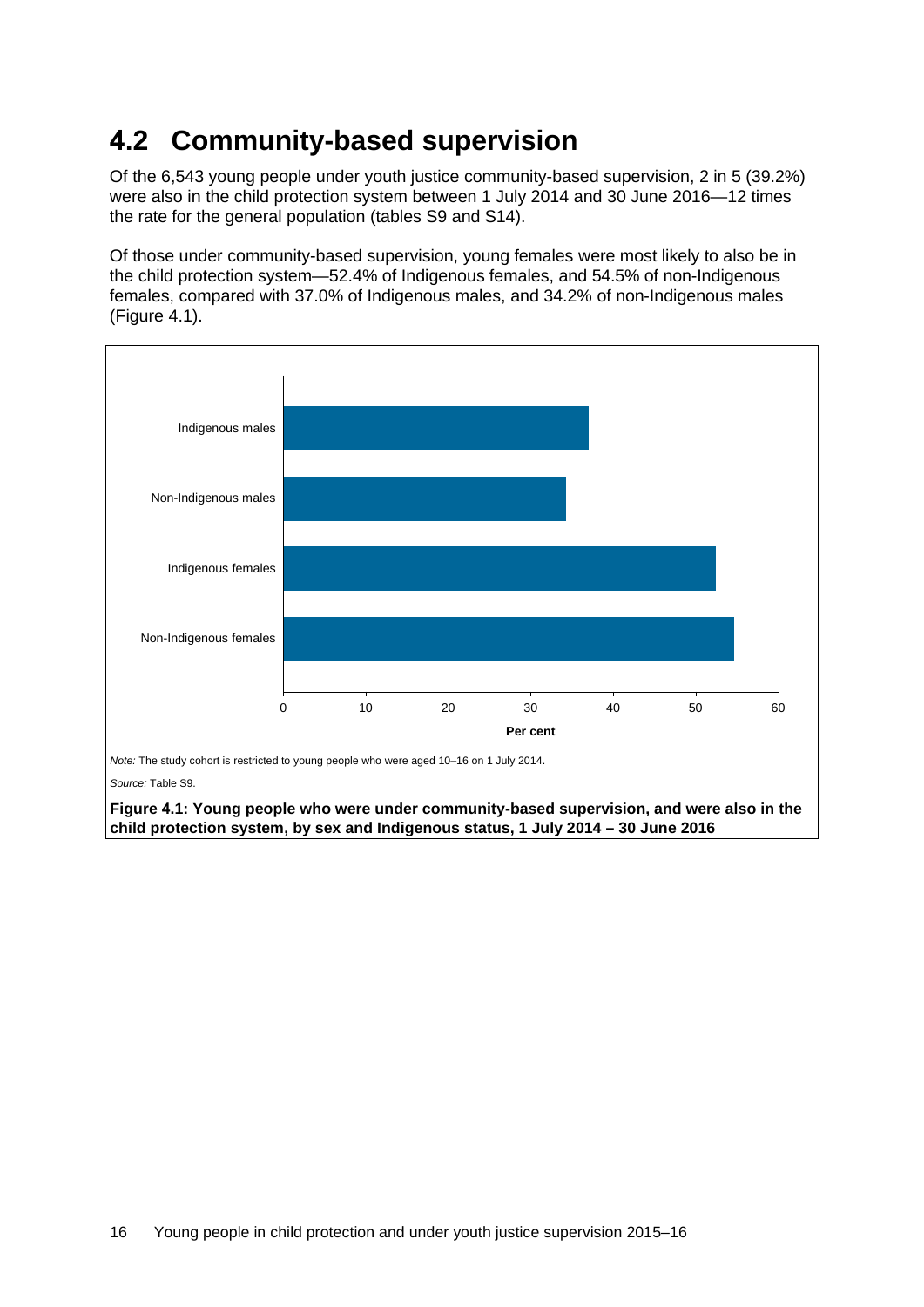## 4.2 Community-based supervision

Of the 6,543 young people under youth justice community-based supervision, 2 in 5 (39.2%) were also in the child protection system between 1 July 2014 and 30 June 2016—12 times the rate for the general population (tables S9 and S14).

Of those under community-based supervision, young females were most likely to also be in the child protection system—52.4% of Indigenous females, and 54.5% of non-Indigenous females, compared with 37.0% of Indigenous males, and 34.2% of non-Indigenous males (Figure 4.1).

*Note:* The study cohort is restricted to young people who were aged 10–16 on 1 July 2014.

*Source:* Table S9.

**Figure 4.1: Young people who were under community-based supervision, and were also in the child protection system, by sex and Indigenous status, 1 July 2014 – 30 June 2016**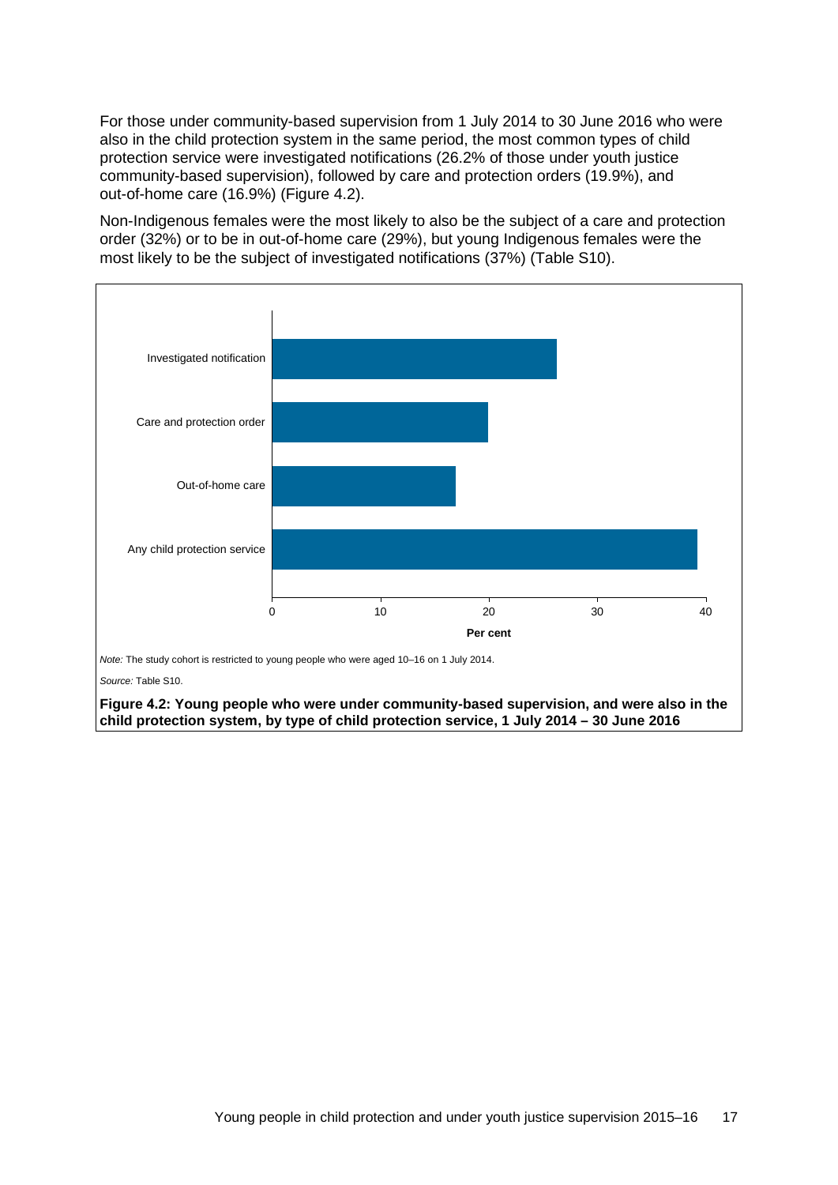For those under community-based supervision from 1 July 2014 to 30 June 2016 who were also in the child protection system in the same period, the most common types of child protection service were investigated notifications (26.2% of those under youth justice community-based supervision), followed by care and protection orders (19.9%), and out-of-home care (16.9%) (Figure 4.2).

Non-Indigenous females were the most likely to also be the subject of a care and protection order (32%) or to be in out-of-home care (29%), but young Indigenous females were the most likely to be the subject of investigated notifications (37%) (Table S10).

*Note:* The study cohort is restricted to young people who were aged 10–16 on 1 July 2014.

*Source:* Table S10.

**Figure 4.2: Young people who were under community-based supervision, and were also in the child protection system, by type of child protection service, 1 July 2014 – 30 June 2016**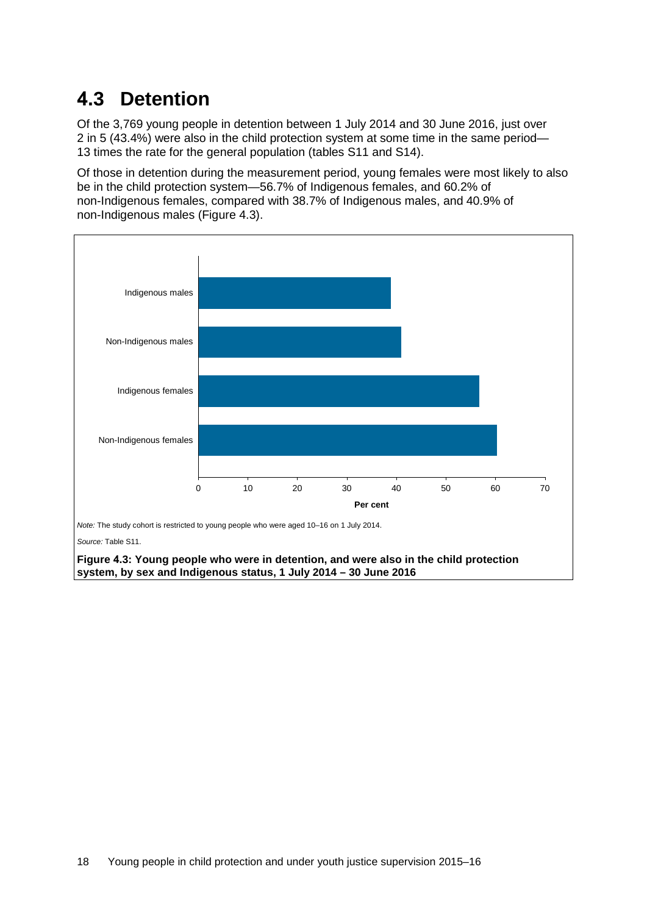## 4.3 Detention

Of the 3,769 young people in detention between 1 July 2014 and 30 June 2016, just over 2 in 5 (43.4%) were also in the child protection system at some time in the same period—13 times the rate for the general population (tables S11 and S14).

Of those in detention during the measurement period, young females were most likely to also be in the child protection system—56.7% of Indigenous females, and 60.2% of non-Indigenous females, compared with 38.7% of Indigenous males, and 40.9% of non-Indigenous males (Figure 4.3).

*Note:* The study cohort is restricted to young people who were aged 10–16 on 1 July 2014.

*Source:* Table S11.

**Figure 4.3: Young people who were in detention, and were also in the child protection system, by sex and Indigenous status, 1 July 2014 – 30 June 2016**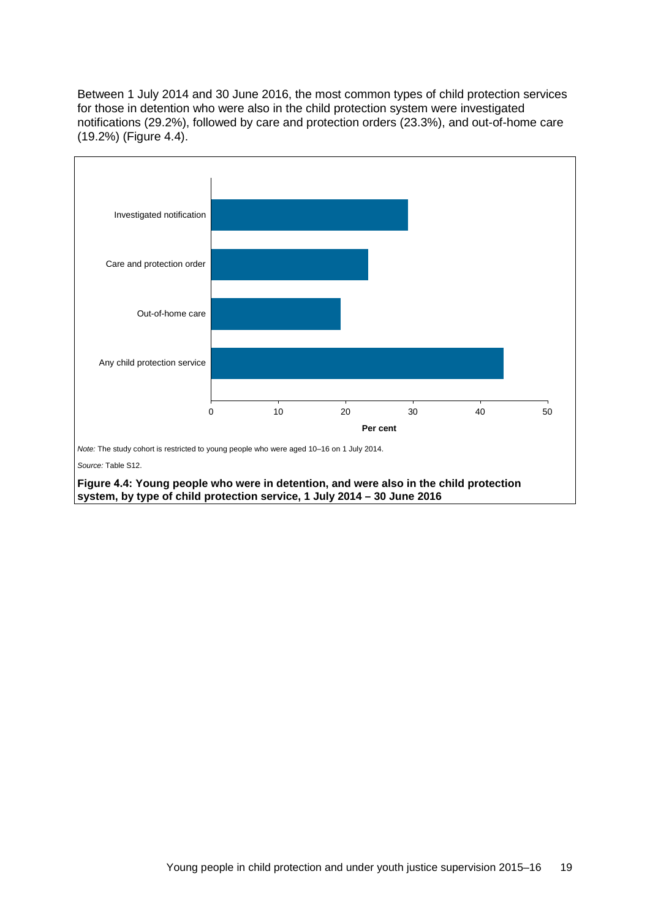Between 1 July 2014 and 30 June 2016, the most common types of child protection services for those in detention who were also in the child protection system were investigated notifications (29.2%), followed by care and protection orders (23.3%), and out-of-home care (19.2%) (Figure 4.4).

*Note:* The study cohort is restricted to young people who were aged 10–16 on 1 July 2014.

*Source:* Table S12.

**Figure 4.4: Young people who were in detention, and were also in the child protection system, by type of child protection service, 1 July 2014 – 30 June 2016**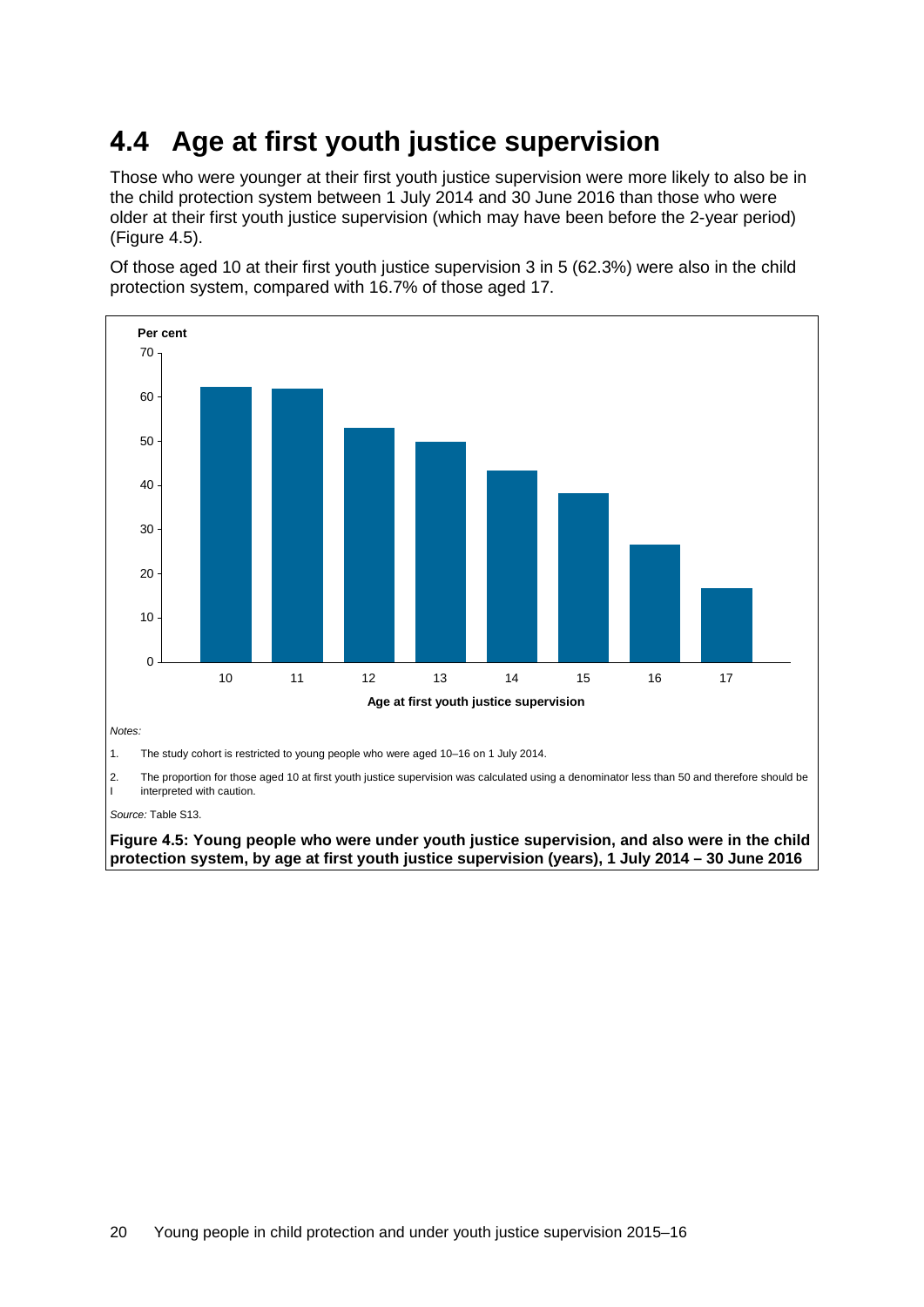## 4.4 Age at first youth justice supervision

Those who were younger at their first youth justice supervision were more likely to also be in the child protection system between 1 July 2014 and 30 June 2016 than those who were older at their first youth justice supervision (which may have been before the 2-year period) (Figure 4.5).

Of those aged 10 at their first youth justice supervision 3 in 5 (62.3%) were also in the child protection system, compared with 16.7% of those aged 17.

*Notes:*

1. The study cohort is restricted to young people who were aged 10–16 on 1 July 2014.
2. The proportion for those aged 10 at first youth justice supervision was calculated using a denominator less than 50 and therefore should be interpreted with caution.

*Source:* Table S13.

**Figure 4.5: Young people who were under youth justice supervision, and also were in the child protection system, by age at first youth justice supervision (years), 1 July 2014 – 30 June 2016**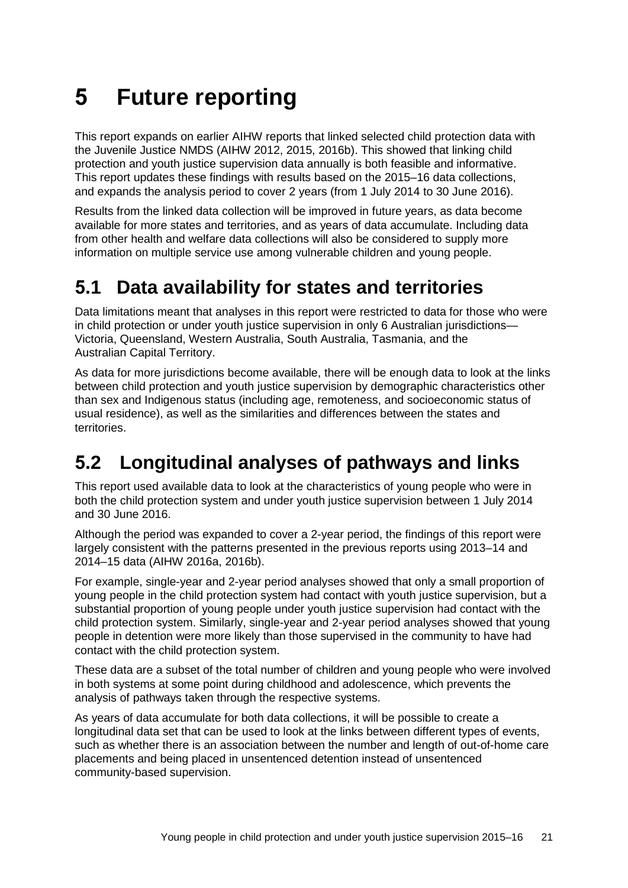# 5 Future reporting

This report expands on earlier AIHW reports that linked selected child protection data with the Juvenile Justice NMDS (AIHW 2012, 2015, 2016b). This showed that linking child protection and youth justice supervision data annually is both feasible and informative. This report updates these findings with results based on the 2015–16 data collections, and expands the analysis period to cover 2 years (from 1 July 2014 to 30 June 2016).

Results from the linked data collection will be improved in future years, as data become available for more states and territories, and as years of data accumulate. Including data from other health and welfare data collections will also be considered to supply more information on multiple service use among vulnerable children and young people.

## 5.1 Data availability for states and territories

Data limitations meant that analyses in this report were restricted to data for those who were in child protection or under youth justice supervision in only 6 Australian jurisdictions—Victoria, Queensland, Western Australia, South Australia, Tasmania, and the Australian Capital Territory.

As data for more jurisdictions become available, there will be enough data to look at the links between child protection and youth justice supervision by demographic characteristics other than sex and Indigenous status (including age, remoteness, and socioeconomic status of usual residence), as well as the similarities and differences between the states and territories.

## 5.2 Longitudinal analyses of pathways and links

This report used available data to look at the characteristics of young people who were in both the child protection system and under youth justice supervision between 1 July 2014 and 30 June 2016.

Although the period was expanded to cover a 2-year period, the findings of this report were largely consistent with the patterns presented in the previous reports using 2013–14 and 2014–15 data (AIHW 2016a, 2016b).

For example, single-year and 2-year period analyses showed that only a small proportion of young people in the child protection system had contact with youth justice supervision, but a substantial proportion of young people under youth justice supervision had contact with the child protection system. Similarly, single-year and 2-year period analyses showed that young people in detention were more likely than those supervised in the community to have had contact with the child protection system.

These data are a subset of the total number of children and young people who were involved in both systems at some point during childhood and adolescence, which prevents the analysis of pathways taken through the respective systems.

As years of data accumulate for both data collections, it will be possible to create a longitudinal data set that can be used to look at the links between different types of events, such as whether there is an association between the number and length of out-of-home care placements and being placed in unsentenced detention instead of unsentenced community-based supervision.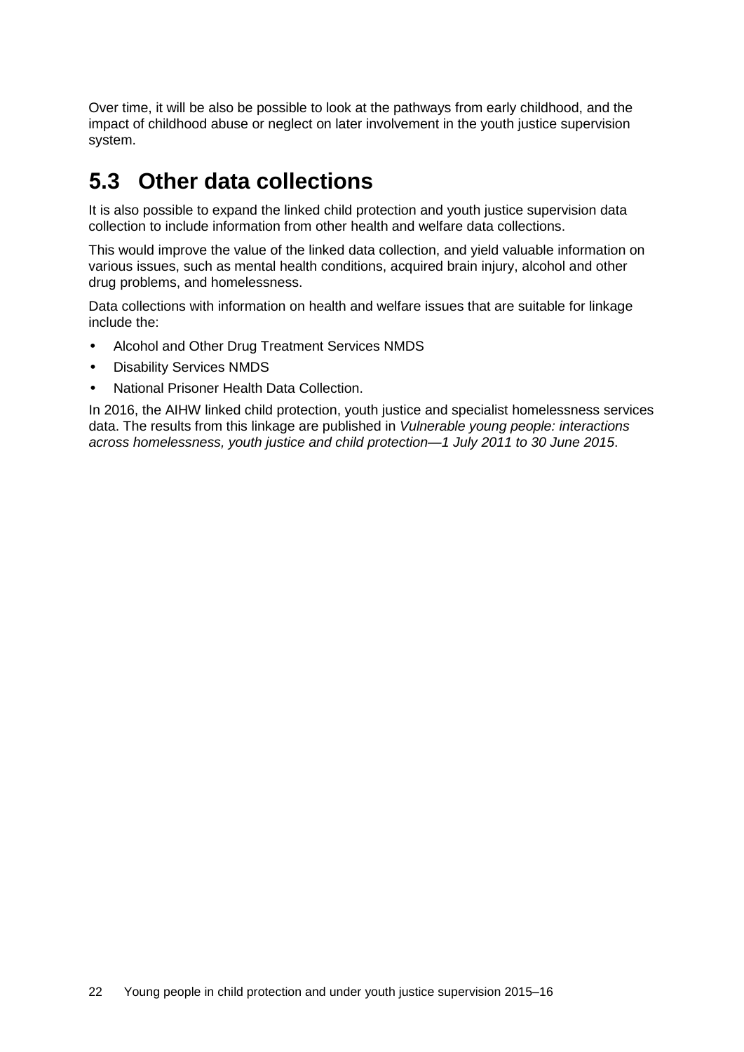Over time, it will be also be possible to look at the pathways from early childhood, and the impact of childhood abuse or neglect on later involvement in the youth justice supervision system.

## 5.3 Other data collections

It is also possible to expand the linked child protection and youth justice supervision data collection to include information from other health and welfare data collections.

This would improve the value of the linked data collection, and yield valuable information on various issues, such as mental health conditions, acquired brain injury, alcohol and other drug problems, and homelessness.

Data collections with information on health and welfare issues that are suitable for linkage include the:

- Alcohol and Other Drug Treatment Services NMDS
- Disability Services NMDS
- National Prisoner Health Data Collection.

In 2016, the AIHW linked child protection, youth justice and specialist homelessness services data. The results from this linkage are published in *Vulnerable young people: interactions across homelessness, youth justice and child protection—1 July 2011 to 30 June 2015*.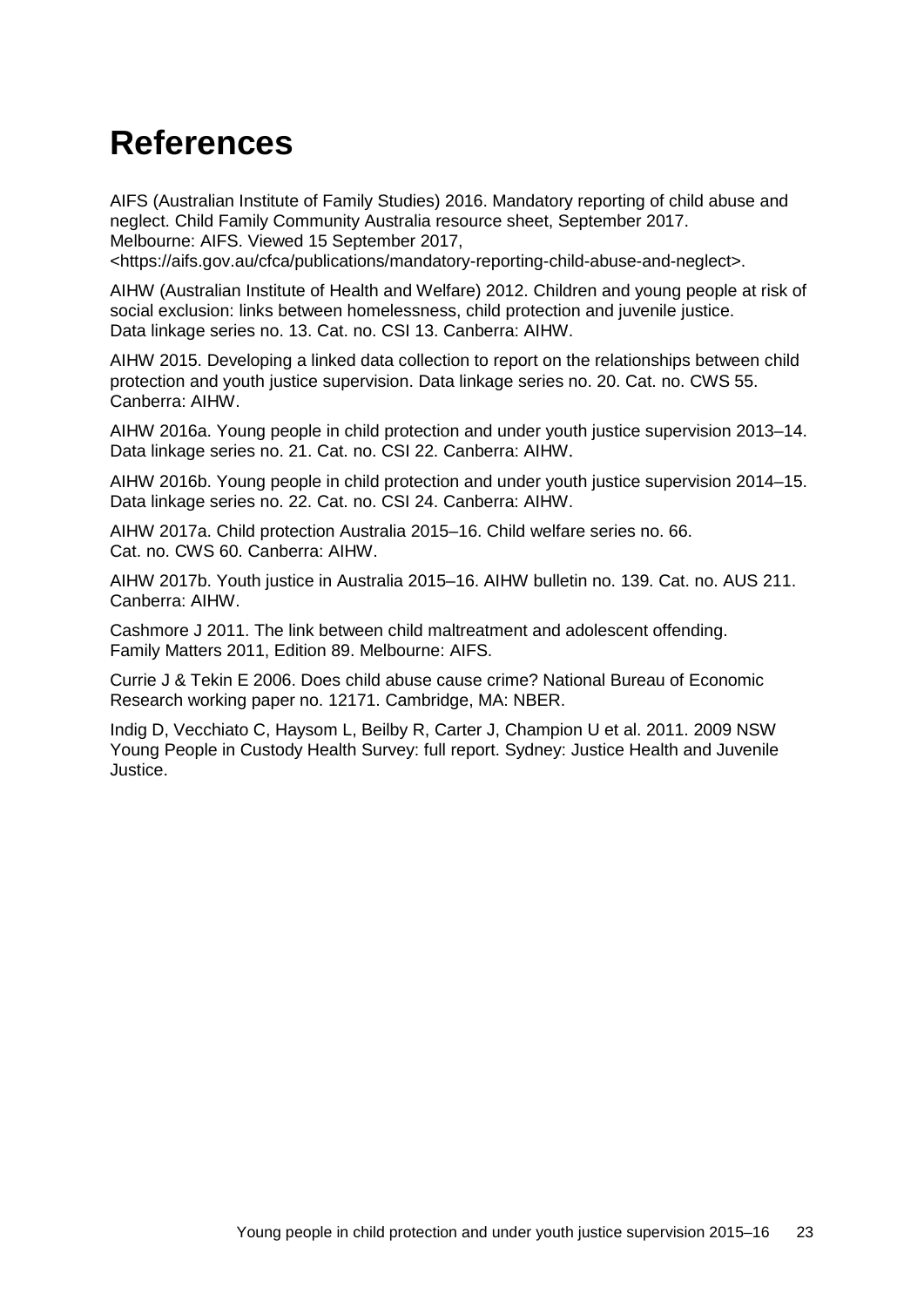# References

AIFS (Australian Institute of Family Studies) 2016. Mandatory reporting of child abuse and neglect. Child Family Community Australia resource sheet, September 2017. Melbourne: AIFS. Viewed 15 September 2017, <https://aifs.gov.au/cfca/publications/mandatory-reporting-child-abuse-and-neglect>.

AIHW (Australian Institute of Health and Welfare) 2012. Children and young people at risk of social exclusion: links between homelessness, child protection and juvenile justice. Data linkage series no. 13. Cat. no. CSI 13. Canberra: AIHW.

AIHW 2015. Developing a linked data collection to report on the relationships between child protection and youth justice supervision. Data linkage series no. 20. Cat. no. CWS 55. Canberra: AIHW.

AIHW 2016a. Young people in child protection and under youth justice supervision 2013–14. Data linkage series no. 21. Cat. no. CSI 22. Canberra: AIHW.

AIHW 2016b. Young people in child protection and under youth justice supervision 2014–15. Data linkage series no. 22. Cat. no. CSI 24. Canberra: AIHW.

AIHW 2017a. Child protection Australia 2015–16. Child welfare series no. 66. Cat. no. CWS 60. Canberra: AIHW.

AIHW 2017b. Youth justice in Australia 2015–16. AIHW bulletin no. 139. Cat. no. AUS 211. Canberra: AIHW.

Cashmore J 2011. The link between child maltreatment and adolescent offending. Family Matters 2011, Edition 89. Melbourne: AIFS.

Currie J & Tekin E 2006. Does child abuse cause crime? National Bureau of Economic Research working paper no. 12171. Cambridge, MA: NBER.

Indig D, Vecchiato C, Haysom L, Beilby R, Carter J, Champion U et al. 2011. 2009 NSW Young People in Custody Health Survey: full report. Sydney: Justice Health and Juvenile Justice.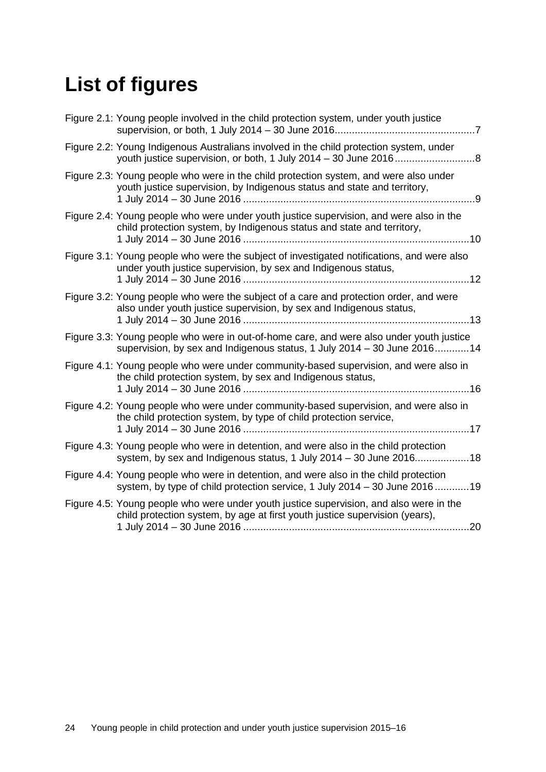# List of figures

Figure 2.1: Young people involved in the child protection system, under youth justice supervision, or both, 1 July 2014 – 30 June 2016 ................................................ 7

Figure 2.2: Young Indigenous Australians involved in the child protection system, under youth justice supervision, or both, 1 July 2014 – 30 June 2016 ............................ 8

Figure 2.3: Young people who were in the child protection system, and were also under youth justice supervision, by Indigenous status and state and territory, 1 July 2014 – 30 June 2016 ................................................................................ 9

Figure 2.4: Young people who were under youth justice supervision, and were also in the child protection system, by Indigenous status and state and territory, 1 July 2014 – 30 June 2016 .............................................................................. 10

Figure 3.1: Young people who were the subject of investigated notifications, and were also under youth justice supervision, by sex and Indigenous status, 1 July 2014 – 30 June 2016 .............................................................................. 12

Figure 3.2: Young people who were the subject of a care and protection order, and were also under youth justice supervision, by sex and Indigenous status, 1 July 2014 – 30 June 2016 .............................................................................. 13

Figure 3.3: Young people who were in out-of-home care, and were also under youth justice supervision, by sex and Indigenous status, 1 July 2014 – 30 June 2016 ............ 14

Figure 4.1: Young people who were under community-based supervision, and were also in the child protection system, by sex and Indigenous status, 1 July 2014 – 30 June 2016 .............................................................................. 16

Figure 4.2: Young people who were under community-based supervision, and were also in the child protection system, by type of child protection service, 1 July 2014 – 30 June 2016 .............................................................................. 17

Figure 4.3: Young people who were in detention, and were also in the child protection system, by sex and Indigenous status, 1 July 2014 – 30 June 2016 .................. 18

Figure 4.4: Young people who were in detention, and were also in the child protection system, by type of child protection service, 1 July 2014 – 30 June 2016 ............ 19

Figure 4.5: Young people who were under youth justice supervision, and also were in the child protection system, by age at first youth justice supervision (years), 1 July 2014 – 30 June 2016 .............................................................................. 20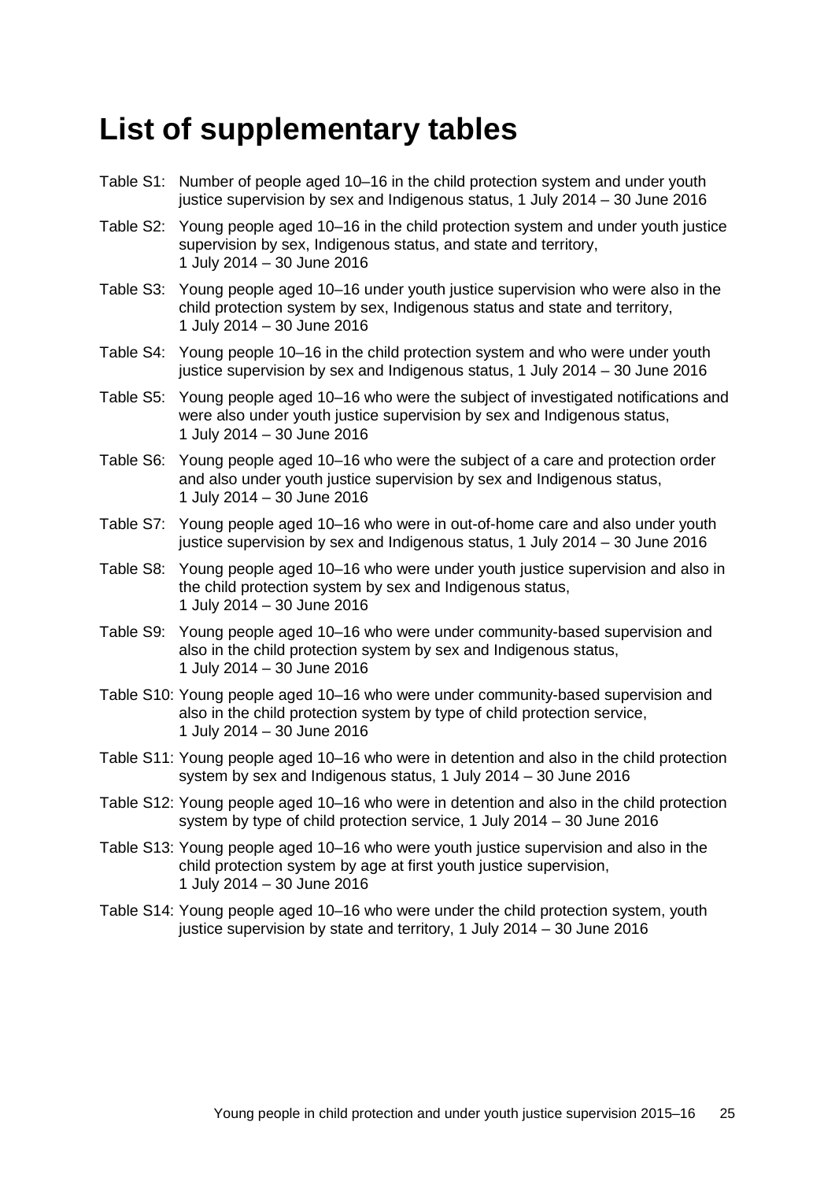# List of supplementary tables

Table S1: Number of people aged 10–16 in the child protection system and under youth justice supervision by sex and Indigenous status, 1 July 2014 – 30 June 2016

Table S2: Young people aged 10–16 in the child protection system and under youth justice supervision by sex, Indigenous status, and state and territory, 1 July 2014 – 30 June 2016

Table S3: Young people aged 10–16 under youth justice supervision who were also in the child protection system by sex, Indigenous status and state and territory, 1 July 2014 – 30 June 2016

Table S4: Young people 10–16 in the child protection system and who were under youth justice supervision by sex and Indigenous status, 1 July 2014 – 30 June 2016

Table S5: Young people aged 10–16 who were the subject of investigated notifications and were also under youth justice supervision by sex and Indigenous status, 1 July 2014 – 30 June 2016

Table S6: Young people aged 10–16 who were the subject of a care and protection order and also under youth justice supervision by sex and Indigenous status, 1 July 2014 – 30 June 2016

Table S7: Young people aged 10–16 who were in out-of-home care and also under youth justice supervision by sex and Indigenous status, 1 July 2014 – 30 June 2016

Table S8: Young people aged 10–16 who were under youth justice supervision and also in the child protection system by sex and Indigenous status, 1 July 2014 – 30 June 2016

Table S9: Young people aged 10–16 who were under community-based supervision and also in the child protection system by sex and Indigenous status, 1 July 2014 – 30 June 2016

Table S10: Young people aged 10–16 who were under community-based supervision and also in the child protection system by type of child protection service, 1 July 2014 – 30 June 2016

Table S11: Young people aged 10–16 who were in detention and also in the child protection system by sex and Indigenous status, 1 July 2014 – 30 June 2016

Table S12: Young people aged 10–16 who were in detention and also in the child protection system by type of child protection service, 1 July 2014 – 30 June 2016

Table S13: Young people aged 10–16 who were youth justice supervision and also in the child protection system by age at first youth justice supervision, 1 July 2014 – 30 June 2016

Table S14: Young people aged 10–16 who were under the child protection system, youth justice supervision by state and territory, 1 July 2014 – 30 June 2016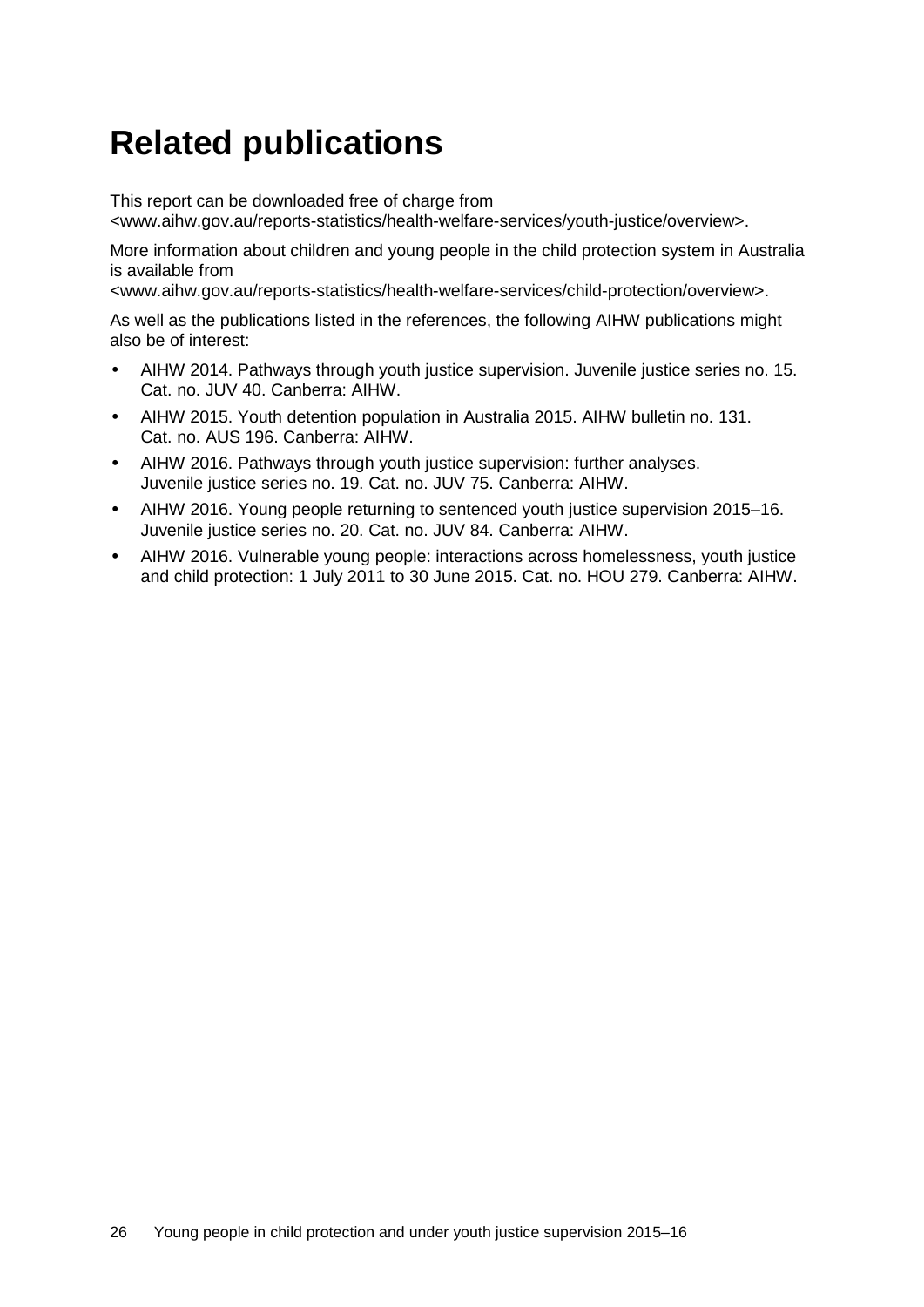# Related publications

This report can be downloaded free of charge from <www.aihw.gov.au/reports-statistics/health-welfare-services/youth-justice/overview>.

More information about children and young people in the child protection system in Australia is available from <www.aihw.gov.au/reports-statistics/health-welfare-services/child-protection/overview>.

As well as the publications listed in the references, the following AIHW publications might also be of interest:

- AIHW 2014. Pathways through youth justice supervision. Juvenile justice series no. 15. Cat. no. JUV 40. Canberra: AIHW.
- AIHW 2015. Youth detention population in Australia 2015. AIHW bulletin no. 131. Cat. no. AUS 196. Canberra: AIHW.
- AIHW 2016. Pathways through youth justice supervision: further analyses. Juvenile justice series no. 19. Cat. no. JUV 75. Canberra: AIHW.
- AIHW 2016. Young people returning to sentenced youth justice supervision 2015–16. Juvenile justice series no. 20. Cat. no. JUV 84. Canberra: AIHW.
- AIHW 2016. Vulnerable young people: interactions across homelessness, youth justice and child protection: 1 July 2011 to 30 June 2015. Cat. no. HOU 279. Canberra: AIHW.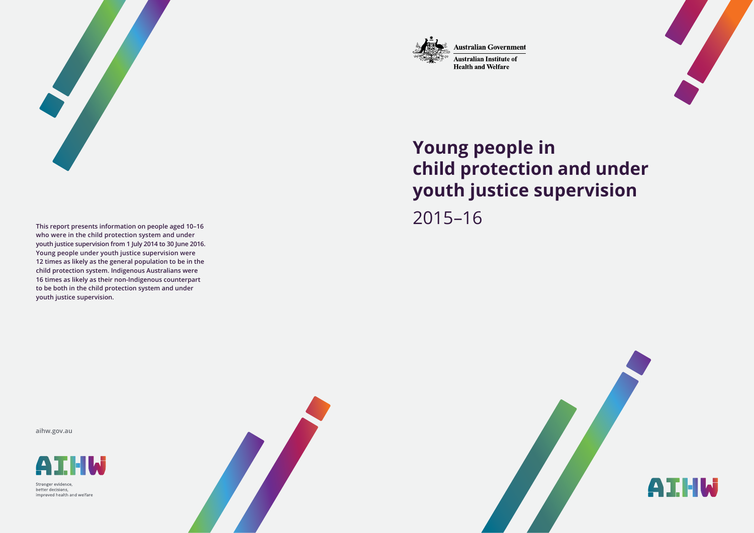Australian Government

Australian Institute of Health and Welfare

# Young people in child protection and under youth justice supervision

2015–16

This report presents information on people aged 10–16 who were in the child protection system and under youth justice supervision from 1 July 2014 to 30 June 2016. Young people under youth justice supervision were 12 times as likely as the general population to be in the child protection system. Indigenous Australians were 16 times as likely as their non-Indigenous counterpart to be both in the child protection system and under youth justice supervision.

aihw.gov.au

AIHW

Stronger evidence, better decisions, improved health and welfare

AIHW